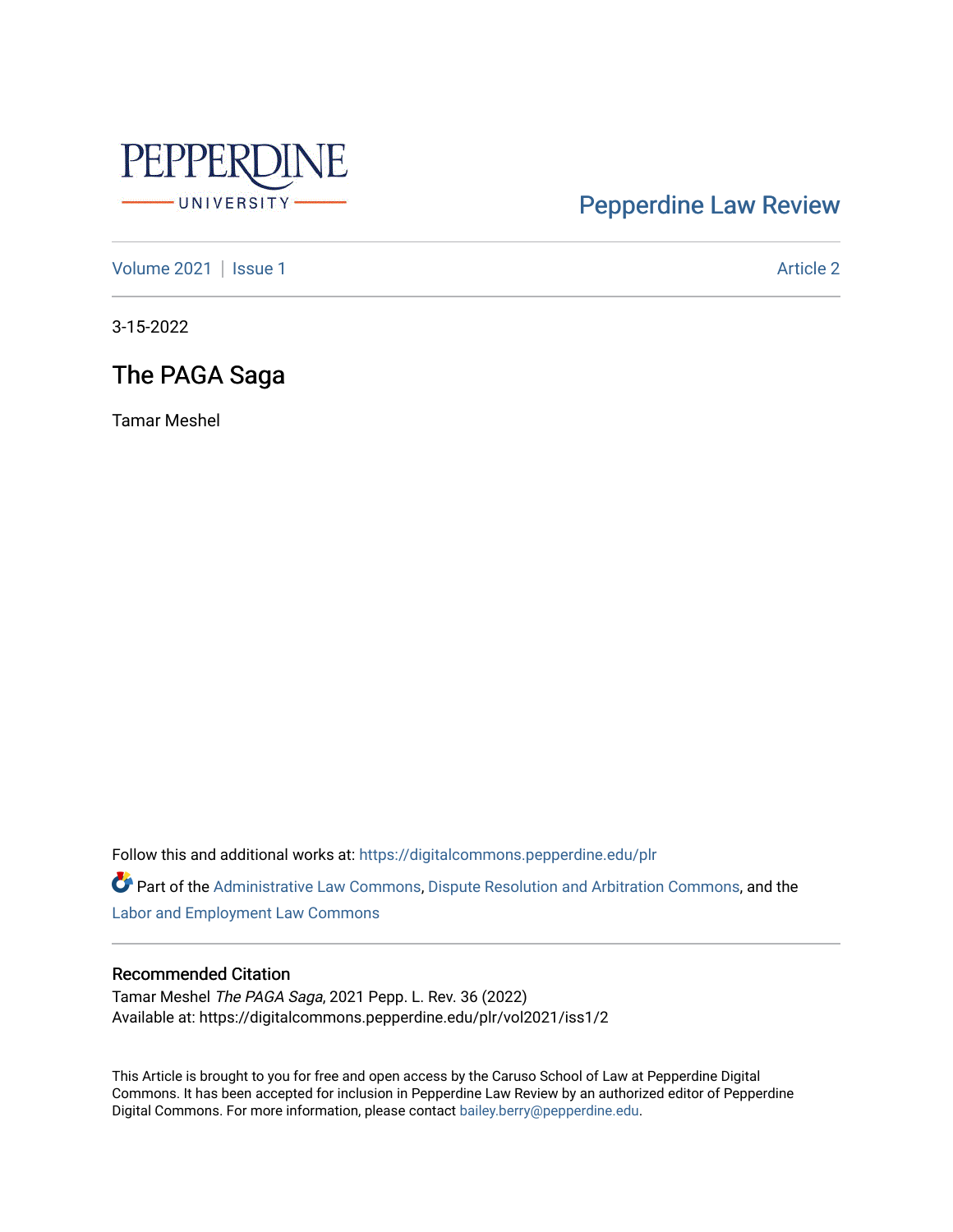Pepperdine Law Review

Volume 2021 | Issue 1 Article 2

3-15-2022

# The PAGA Saga

Tamar Meshel

Follow this and additional works at: https://digitalcommons.pepperdine.edu/plr

Part of the Administrative Law Commons, Dispute Resolution and Arbitration Commons, and the Labor and Employment Law Commons

## Recommended Citation

Tamar Meshel *The PAGA Saga*, 2021 Pepp. L. Rev. 36 (2022)
Available at: https://digitalcommons.pepperdine.edu/plr/vol2021/iss1/2

This Article is brought to you for free and open access by the Caruso School of Law at Pepperdine Digital Commons. It has been accepted for inclusion in Pepperdine Law Review by an authorized editor of Pepperdine Digital Commons. For more information, please contact bailey.berry@pepperdine.edu.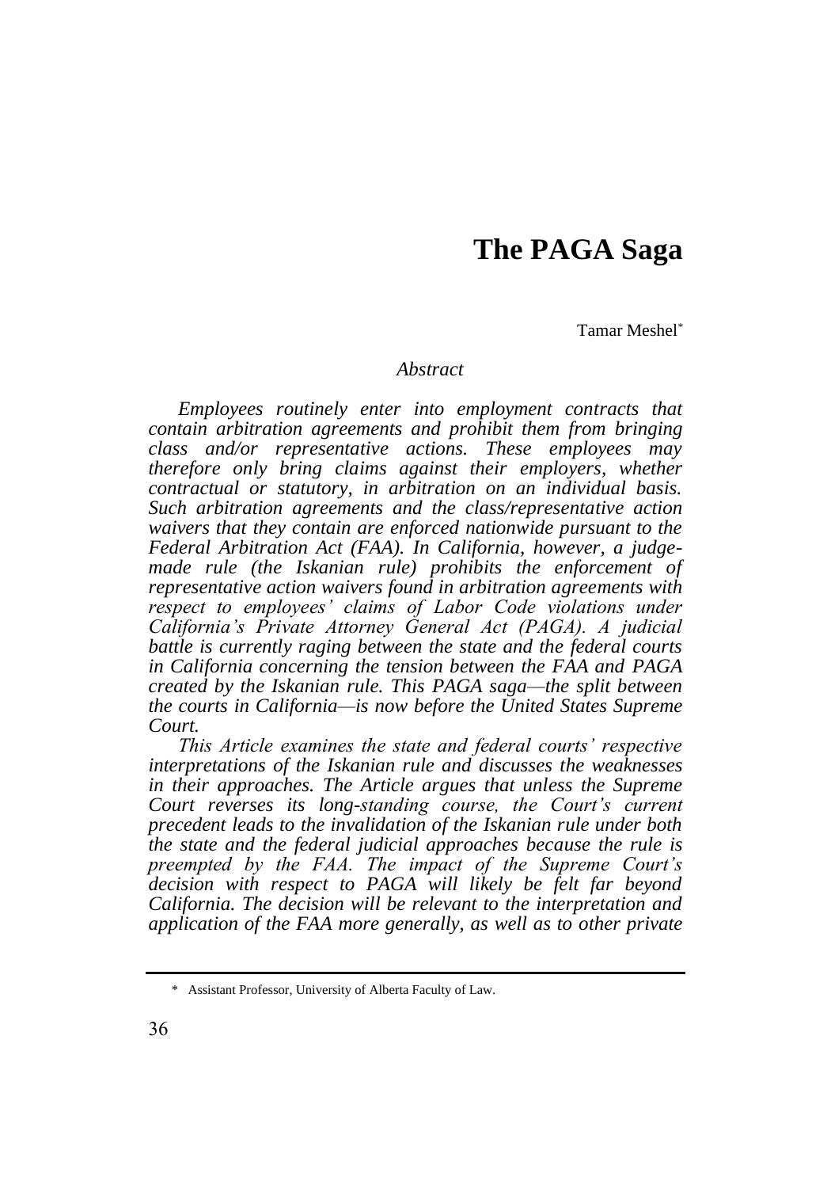# The PAGA Saga

Tamar Meshel[*]

*Abstract*

*Employees routinely enter into employment contracts that contain arbitration agreements and prohibit them from bringing class and/or representative actions. These employees may therefore only bring claims against their employers, whether contractual or statutory, in arbitration on an individual basis. Such arbitration agreements and the class/representative action waivers that they contain are enforced nationwide pursuant to the Federal Arbitration Act (FAA). In California, however, a judge-made rule (the Iskanian rule) prohibits the enforcement of representative action waivers found in arbitration agreements with respect to employees' claims of Labor Code violations under California's Private Attorney General Act (PAGA). A judicial battle is currently raging between the state and the federal courts in California concerning the tension between the FAA and PAGA created by the Iskanian rule. This PAGA saga—the split between the courts in California—is now before the United States Supreme Court.*

*This Article examines the state and federal courts' respective interpretations of the Iskanian rule and discusses the weaknesses in their approaches. The Article argues that unless the Supreme Court reverses its long-standing course, the Court's current precedent leads to the invalidation of the Iskanian rule under both the state and the federal judicial approaches because the rule is preempted by the FAA. The impact of the Supreme Court's decision with respect to PAGA will likely be felt far beyond California. The decision will be relevant to the interpretation and application of the FAA more generally, as well as to other private*

[*] Assistant Professor, University of Alberta Faculty of Law.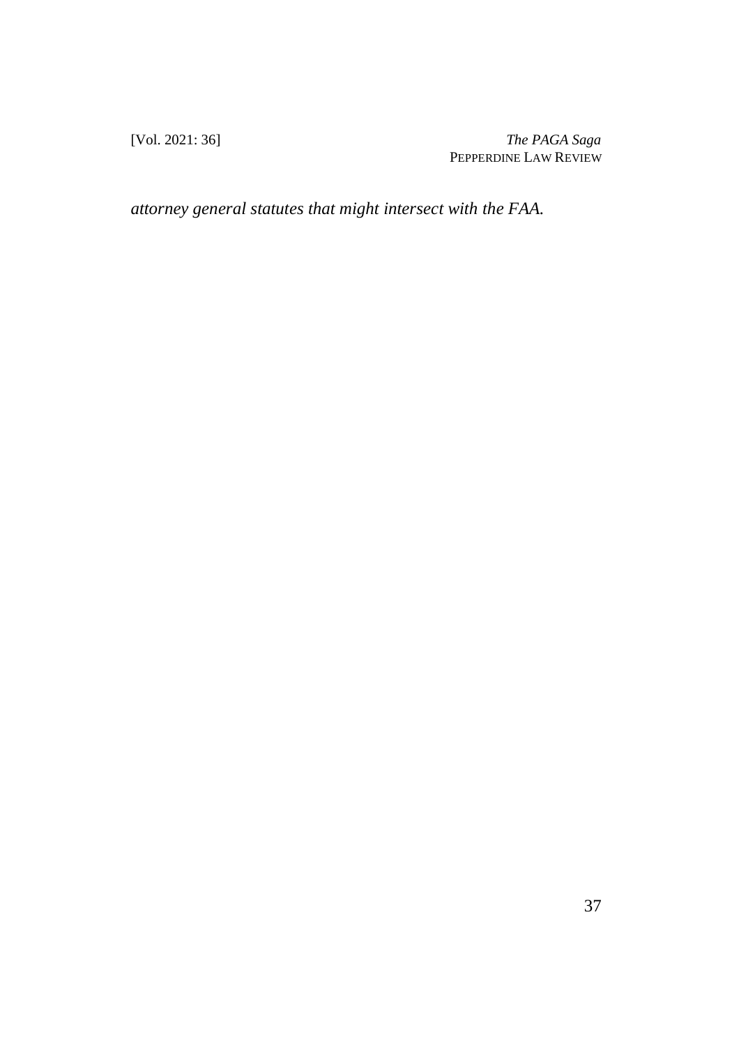*attorney general statutes that might intersect with the FAA.*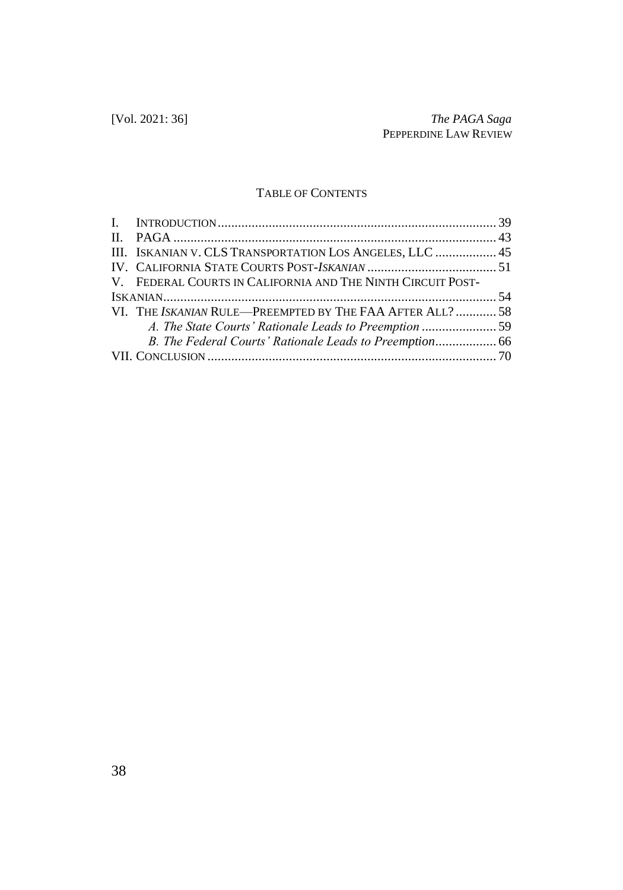## TABLE OF CONTENTS

I. INTRODUCTION ..... 39
II. PAGA ..... 43
III. ISKANIAN V. CLS TRANSPORTATION LOS ANGELES, LLC ..... 45
IV. CALIFORNIA STATE COURTS POST-*ISKANIAN* ..... 51
V. FEDERAL COURTS IN CALIFORNIA AND THE NINTH CIRCUIT POST-ISKANIAN ..... 54
VI. THE *ISKANIAN* RULE—PREEMPTED BY THE FAA AFTER ALL? ..... 58
*A. The State Courts' Rationale Leads to Preemption* ..... 59
*B. The Federal Courts' Rationale Leads to Preemption* ..... 66
VII. CONCLUSION ..... 70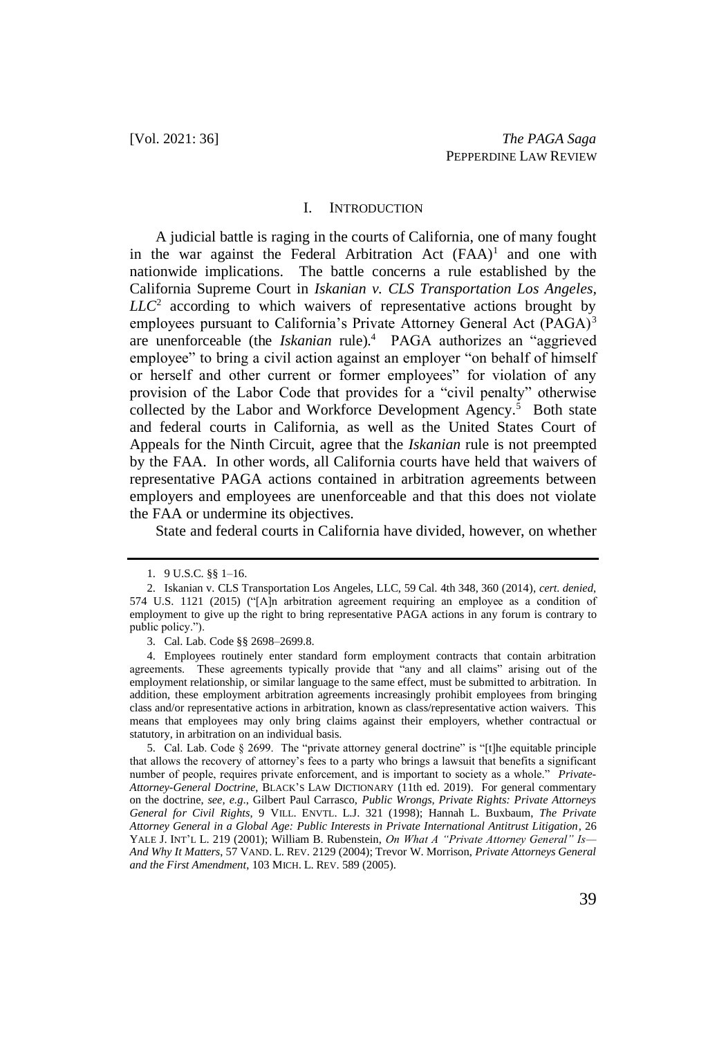## I. INTRODUCTION

A judicial battle is raging in the courts of California, one of many fought in the war against the Federal Arbitration Act (FAA)[1] and one with nationwide implications. The battle concerns a rule established by the California Supreme Court in *Iskanian v. CLS Transportation Los Angeles, LLC*[2] according to which waivers of representative actions brought by employees pursuant to California's Private Attorney General Act (PAGA)[3] are unenforceable (the *Iskanian* rule).[4] PAGA authorizes an "aggrieved employee" to bring a civil action against an employer "on behalf of himself or herself and other current or former employees" for violation of any provision of the Labor Code that provides for a "civil penalty" otherwise collected by the Labor and Workforce Development Agency.[5] Both state and federal courts in California, as well as the United States Court of Appeals for the Ninth Circuit, agree that the *Iskanian* rule is not preempted by the FAA. In other words, all California courts have held that waivers of representative PAGA actions contained in arbitration agreements between employers and employees are unenforceable and that this does not violate the FAA or undermine its objectives.

State and federal courts in California have divided, however, on whether

---

1. 9 U.S.C. §§ 1–16.

2. Iskanian v. CLS Transportation Los Angeles, LLC, 59 Cal. 4th 348, 360 (2014), *cert. denied*, 574 U.S. 1121 (2015) ("[A]n arbitration agreement requiring an employee as a condition of employment to give up the right to bring representative PAGA actions in any forum is contrary to public policy.").

3. Cal. Lab. Code §§ 2698–2699.8.

4. Employees routinely enter standard form employment contracts that contain arbitration agreements. These agreements typically provide that "any and all claims" arising out of the employment relationship, or similar language to the same effect, must be submitted to arbitration. In addition, these employment arbitration agreements increasingly prohibit employees from bringing class and/or representative actions in arbitration, known as class/representative action waivers. This means that employees may only bring claims against their employers, whether contractual or statutory, in arbitration on an individual basis.

5. Cal. Lab. Code § 2699. The "private attorney general doctrine" is "[t]he equitable principle that allows the recovery of attorney's fees to a party who brings a lawsuit that benefits a significant number of people, requires private enforcement, and is important to society as a whole." *Private-Attorney-General Doctrine*, BLACK'S LAW DICTIONARY (11th ed. 2019). For general commentary on the doctrine, *see, e.g.*, Gilbert Paul Carrasco, *Public Wrongs, Private Rights: Private Attorneys General for Civil Rights*, 9 VILL. ENVTL. L.J. 321 (1998); Hannah L. Buxbaum, *The Private Attorney General in a Global Age: Public Interests in Private International Antitrust Litigation*, 26 YALE J. INT'L L. 219 (2001); William B. Rubenstein, *On What A "Private Attorney General" Is—And Why It Matters*, 57 VAND. L. REV. 2129 (2004); Trevor W. Morrison, *Private Attorneys General and the First Amendment*, 103 MICH. L. REV. 589 (2005).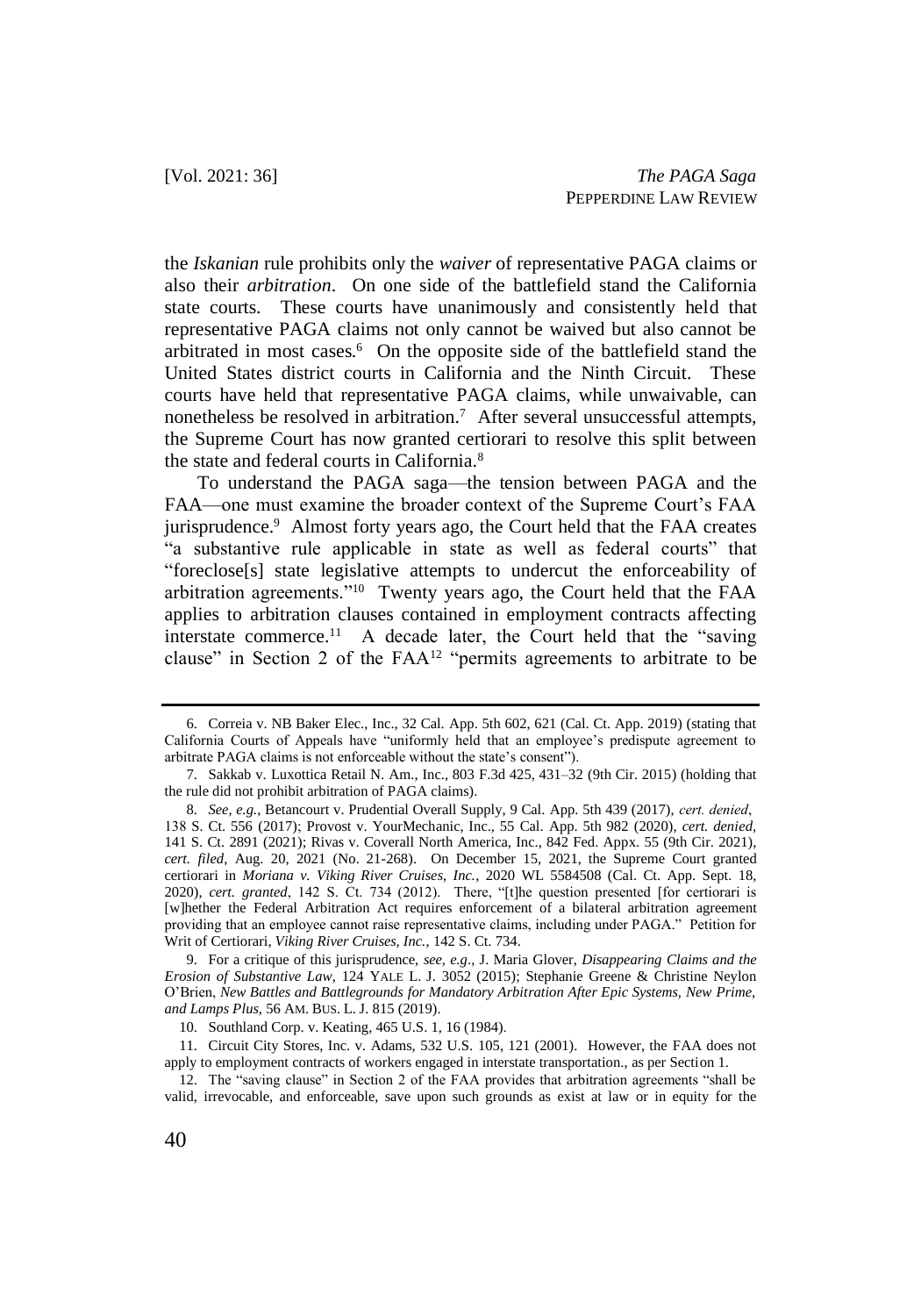the *Iskanian* rule prohibits only the *waiver* of representative PAGA claims or also their *arbitration*. On one side of the battlefield stand the California state courts. These courts have unanimously and consistently held that representative PAGA claims not only cannot be waived but also cannot be arbitrated in most cases.[6] On the opposite side of the battlefield stand the United States district courts in California and the Ninth Circuit. These courts have held that representative PAGA claims, while unwaivable, can nonetheless be resolved in arbitration.[7] After several unsuccessful attempts, the Supreme Court has now granted certiorari to resolve this split between the state and federal courts in California.[8]

To understand the PAGA saga—the tension between PAGA and the FAA—one must examine the broader context of the Supreme Court's FAA jurisprudence.[9] Almost forty years ago, the Court held that the FAA creates "a substantive rule applicable in state as well as federal courts" that "foreclose[s] state legislative attempts to undercut the enforceability of arbitration agreements."[10] Twenty years ago, the Court held that the FAA applies to arbitration clauses contained in employment contracts affecting interstate commerce.[11] A decade later, the Court held that the "saving clause" in Section 2 of the FAA[12] "permits agreements to arbitrate to be

---

6. Correia v. NB Baker Elec., Inc., 32 Cal. App. 5th 602, 621 (Cal. Ct. App. 2019) (stating that California Courts of Appeals have "uniformly held that an employee's predispute agreement to arbitrate PAGA claims is not enforceable without the state's consent").

7. Sakkab v. Luxottica Retail N. Am., Inc., 803 F.3d 425, 431–32 (9th Cir. 2015) (holding that the rule did not prohibit arbitration of PAGA claims).

8. *See, e.g.*, Betancourt v. Prudential Overall Supply, 9 Cal. App. 5th 439 (2017), *cert. denied*, 138 S. Ct. 556 (2017); Provost v. YourMechanic, Inc., 55 Cal. App. 5th 982 (2020), *cert. denied*, 141 S. Ct. 2891 (2021); Rivas v. Coverall North America, Inc., 842 Fed. Appx. 55 (9th Cir. 2021), *cert. filed*, Aug. 20, 2021 (No. 21-268). On December 15, 2021, the Supreme Court granted certiorari in *Moriana v. Viking River Cruises, Inc.*, 2020 WL 5584508 (Cal. Ct. App. Sept. 18, 2020), *cert. granted*, 142 S. Ct. 734 (2012). There, "[t]he question presented [for certiorari is [w]hether the Federal Arbitration Act requires enforcement of a bilateral arbitration agreement providing that an employee cannot raise representative claims, including under PAGA." Petition for Writ of Certiorari, *Viking River Cruises, Inc.*, 142 S. Ct. 734.

9. For a critique of this jurisprudence, *see, e.g*., J. Maria Glover, *Disappearing Claims and the Erosion of Substantive Law*, 124 YALE L. J. 3052 (2015); Stephanie Greene & Christine Neylon O'Brien, *New Battles and Battlegrounds for Mandatory Arbitration After Epic Systems, New Prime, and Lamps Plus*, 56 AM. BUS. L. J. 815 (2019).

10. Southland Corp. v. Keating, 465 U.S. 1, 16 (1984).

11. Circuit City Stores, Inc. v. Adams, 532 U.S. 105, 121 (2001). However, the FAA does not apply to employment contracts of workers engaged in interstate transportation., as per Section 1.

12. The "saving clause" in Section 2 of the FAA provides that arbitration agreements "shall be valid, irrevocable, and enforceable, save upon such grounds as exist at law or in equity for the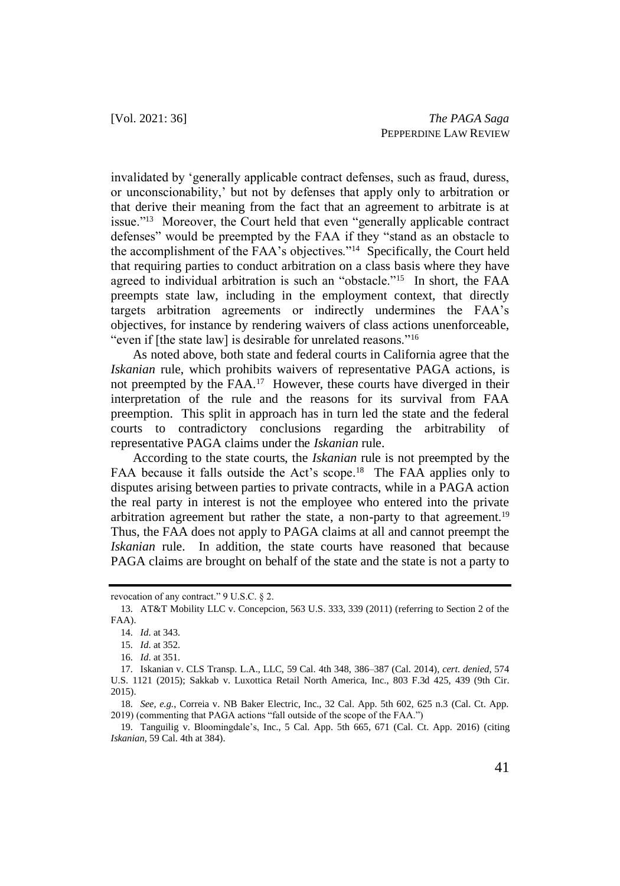invalidated by 'generally applicable contract defenses, such as fraud, duress, or unconscionability,' but not by defenses that apply only to arbitration or that derive their meaning from the fact that an agreement to arbitrate is at issue."[13] Moreover, the Court held that even "generally applicable contract defenses" would be preempted by the FAA if they "stand as an obstacle to the accomplishment of the FAA's objectives."[14] Specifically, the Court held that requiring parties to conduct arbitration on a class basis where they have agreed to individual arbitration is such an "obstacle."[15] In short, the FAA preempts state law, including in the employment context, that directly targets arbitration agreements or indirectly undermines the FAA's objectives, for instance by rendering waivers of class actions unenforceable, "even if [the state law] is desirable for unrelated reasons."[16]

As noted above, both state and federal courts in California agree that the *Iskanian* rule, which prohibits waivers of representative PAGA actions, is not preempted by the FAA.[17] However, these courts have diverged in their interpretation of the rule and the reasons for its survival from FAA preemption. This split in approach has in turn led the state and the federal courts to contradictory conclusions regarding the arbitrability of representative PAGA claims under the *Iskanian* rule.

According to the state courts, the *Iskanian* rule is not preempted by the FAA because it falls outside the Act's scope.[18] The FAA applies only to disputes arising between parties to private contracts, while in a PAGA action the real party in interest is not the employee who entered into the private arbitration agreement but rather the state, a non-party to that agreement.[19] Thus, the FAA does not apply to PAGA claims at all and cannot preempt the *Iskanian* rule. In addition, the state courts have reasoned that because PAGA claims are brought on behalf of the state and the state is not a party to

---

revocation of any contract." 9 U.S.C. § 2.

13. AT&T Mobility LLC v. Concepcion, 563 U.S. 333, 339 (2011) (referring to Section 2 of the FAA).

14. *Id*. at 343.

15. *Id*. at 352.

16. *Id*. at 351.

17. Iskanian v. CLS Transp. L.A., LLC, 59 Cal. 4th 348, 386–387 (Cal. 2014), *cert. denied*, 574 U.S. 1121 (2015); Sakkab v. Luxottica Retail North America, Inc., 803 F.3d 425, 439 (9th Cir. 2015).

18. *See, e.g.*, Correia v. NB Baker Electric, Inc., 32 Cal. App. 5th 602, 625 n.3 (Cal. Ct. App. 2019) (commenting that PAGA actions "fall outside of the scope of the FAA.")

19. Tanguilig v. Bloomingdale's, Inc., 5 Cal. App. 5th 665, 671 (Cal. Ct. App. 2016) (citing *Iskanian*, 59 Cal. 4th at 384).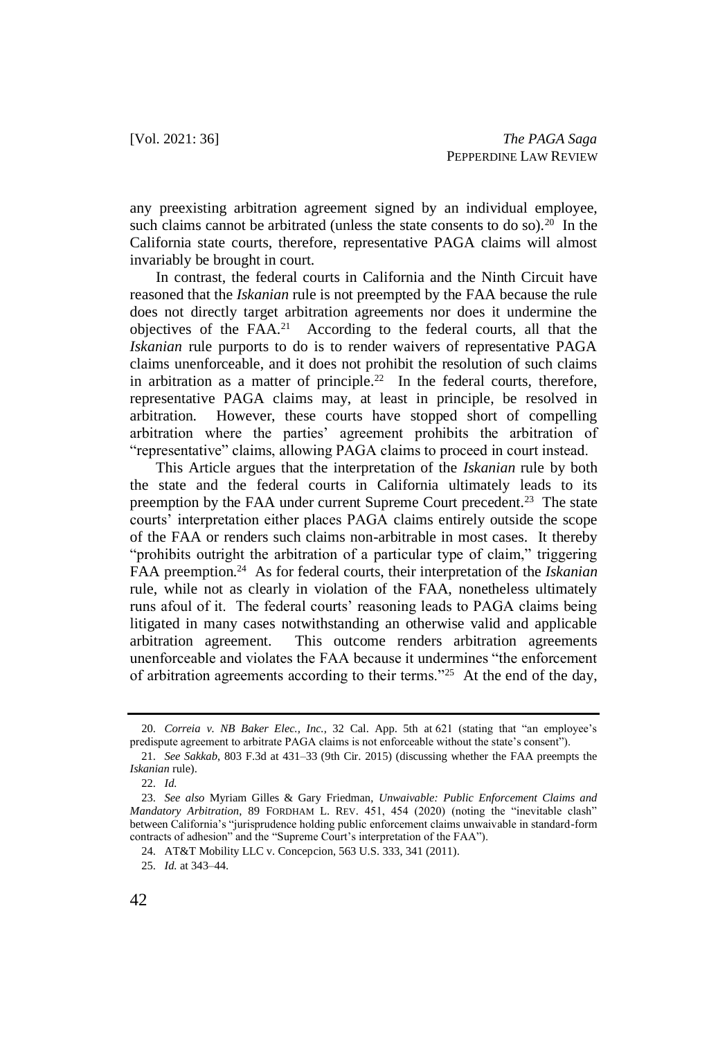any preexisting arbitration agreement signed by an individual employee, such claims cannot be arbitrated (unless the state consents to do so).[20] In the California state courts, therefore, representative PAGA claims will almost invariably be brought in court.

In contrast, the federal courts in California and the Ninth Circuit have reasoned that the *Iskanian* rule is not preempted by the FAA because the rule does not directly target arbitration agreements nor does it undermine the objectives of the FAA.[21] According to the federal courts, all that the *Iskanian* rule purports to do is to render waivers of representative PAGA claims unenforceable, and it does not prohibit the resolution of such claims in arbitration as a matter of principle.[22] In the federal courts, therefore, representative PAGA claims may, at least in principle, be resolved in arbitration. However, these courts have stopped short of compelling arbitration where the parties' agreement prohibits the arbitration of "representative" claims, allowing PAGA claims to proceed in court instead.

This Article argues that the interpretation of the *Iskanian* rule by both the state and the federal courts in California ultimately leads to its preemption by the FAA under current Supreme Court precedent.[23] The state courts' interpretation either places PAGA claims entirely outside the scope of the FAA or renders such claims non-arbitrable in most cases. It thereby "prohibits outright the arbitration of a particular type of claim," triggering FAA preemption.[24] As for federal courts, their interpretation of the *Iskanian* rule, while not as clearly in violation of the FAA, nonetheless ultimately runs afoul of it. The federal courts' reasoning leads to PAGA claims being litigated in many cases notwithstanding an otherwise valid and applicable arbitration agreement. This outcome renders arbitration agreements unenforceable and violates the FAA because it undermines "the enforcement of arbitration agreements according to their terms."[25] At the end of the day,

---

20. *Correia v. NB Baker Elec., Inc.*, 32 Cal. App. 5th at 621 (stating that "an employee's predispute agreement to arbitrate PAGA claims is not enforceable without the state's consent").

21. *See Sakkab*, 803 F.3d at 431–33 (9th Cir. 2015) (discussing whether the FAA preempts the *Iskanian* rule).

22. *Id.*

23. *See also* Myriam Gilles & Gary Friedman, *Unwaivable: Public Enforcement Claims and Mandatory Arbitration*, 89 FORDHAM L. REV. 451, 454 (2020) (noting the "inevitable clash" between California's "jurisprudence holding public enforcement claims unwaivable in standard-form contracts of adhesion" and the "Supreme Court's interpretation of the FAA").

24. AT&T Mobility LLC v. Concepcion, 563 U.S. 333, 341 (2011).

25. *Id.* at 343–44.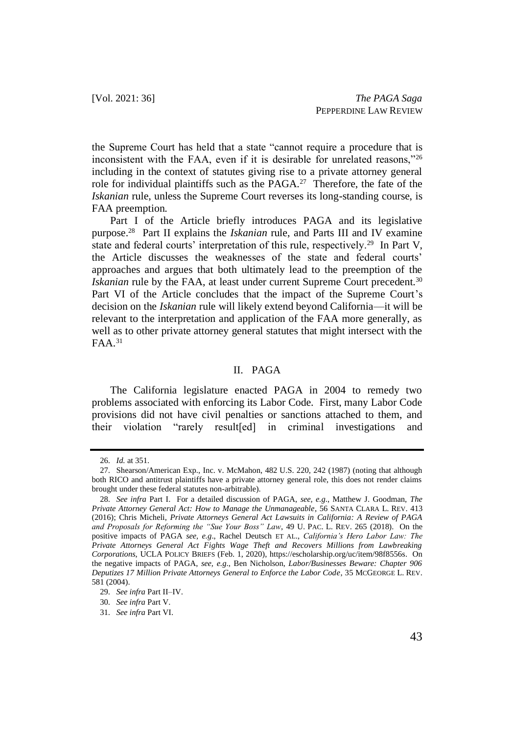the Supreme Court has held that a state "cannot require a procedure that is inconsistent with the FAA, even if it is desirable for unrelated reasons,"[26] including in the context of statutes giving rise to a private attorney general role for individual plaintiffs such as the PAGA.[27] Therefore, the fate of the *Iskanian* rule, unless the Supreme Court reverses its long-standing course, is FAA preemption.

Part I of the Article briefly introduces PAGA and its legislative purpose.[28] Part II explains the *Iskanian* rule, and Parts III and IV examine state and federal courts' interpretation of this rule, respectively.[29] In Part V, the Article discusses the weaknesses of the state and federal courts' approaches and argues that both ultimately lead to the preemption of the *Iskanian* rule by the FAA, at least under current Supreme Court precedent.[30] Part VI of the Article concludes that the impact of the Supreme Court's decision on the *Iskanian* rule will likely extend beyond California—it will be relevant to the interpretation and application of the FAA more generally, as well as to other private attorney general statutes that might intersect with the FAA.[31]

## II. PAGA

The California legislature enacted PAGA in 2004 to remedy two problems associated with enforcing its Labor Code. First, many Labor Code provisions did not have civil penalties or sanctions attached to them, and their violation "rarely result[ed] in criminal investigations and

---

26. *Id.* at 351.

27. Shearson/American Exp., Inc. v. McMahon, 482 U.S. 220, 242 (1987) (noting that although both RICO and antitrust plaintiffs have a private attorney general role, this does not render claims brought under these federal statutes non-arbitrable).

28. *See infra* Part I. For a detailed discussion of PAGA, *see, e.g.*, Matthew J. Goodman, *The Private Attorney General Act: How to Manage the Unmanageable*, 56 SANTA CLARA L. REV. 413 (2016); Chris Micheli, *Private Attorneys General Act Lawsuits in California: A Review of PAGA and Proposals for Reforming the "Sue Your Boss" Law*, 49 U. PAC. L. REV. 265 (2018). On the positive impacts of PAGA *see, e.g.*, Rachel Deutsch ET AL., *California's Hero Labor Law: The Private Attorneys General Act Fights Wage Theft and Recovers Millions from Lawbreaking Corporations*, UCLA POLICY BRIEFS (Feb. 1, 2020), https://escholarship.org/uc/item/98f8556s. On the negative impacts of PAGA, *see, e.g.*, Ben Nicholson, *Labor/Businesses Beware: Chapter 906 Deputizes 17 Million Private Attorneys General to Enforce the Labor Code*, 35 MCGEORGE L. REV. 581 (2004).

29. *See infra* Part II–IV.

30. *See infra* Part V.

31. *See infra* Part VI.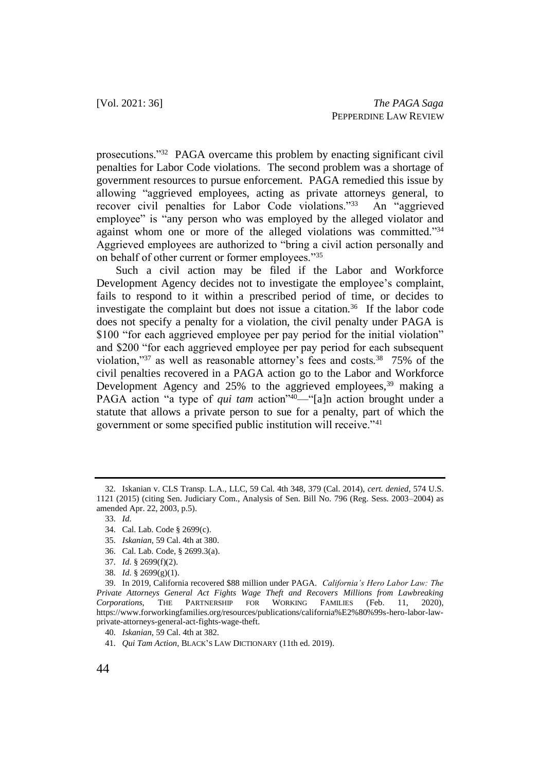prosecutions."[32] PAGA overcame this problem by enacting significant civil penalties for Labor Code violations. The second problem was a shortage of government resources to pursue enforcement. PAGA remedied this issue by allowing "aggrieved employees, acting as private attorneys general, to recover civil penalties for Labor Code violations."[33] An "aggrieved employee" is "any person who was employed by the alleged violator and against whom one or more of the alleged violations was committed."[34] Aggrieved employees are authorized to "bring a civil action personally and on behalf of other current or former employees."[35]

Such a civil action may be filed if the Labor and Workforce Development Agency decides not to investigate the employee's complaint, fails to respond to it within a prescribed period of time, or decides to investigate the complaint but does not issue a citation.[36] If the labor code does not specify a penalty for a violation, the civil penalty under PAGA is $100 "for each aggrieved employee per pay period for the initial violation" and $200 "for each aggrieved employee per pay period for each subsequent violation,"[37] as well as reasonable attorney's fees and costs.[38] 75% of the civil penalties recovered in a PAGA action go to the Labor and Workforce Development Agency and 25% to the aggrieved employees,[39] making a PAGA action "a type of *qui tam* action"[40]—"[a]n action brought under a statute that allows a private person to sue for a penalty, part of which the government or some specified public institution will receive."[41]

---

32. Iskanian v. CLS Transp. L.A., LLC, 59 Cal. 4th 348, 379 (Cal. 2014), *cert. denied*, 574 U.S. 1121 (2015) (citing Sen. Judiciary Com., Analysis of Sen. Bill No. 796 (Reg. Sess. 2003–2004) as amended Apr. 22, 2003, p.5).

33. *Id*.

34. Cal. Lab. Code § 2699(c).

35. *Iskanian*, 59 Cal. 4th at 380.

36. Cal. Lab. Code, § 2699.3(a).

37. *Id*. § 2699(f)(2).

38. *Id*. § 2699(g)(1).

39. In 2019, California recovered $88 million under PAGA. *California's Hero Labor Law: The Private Attorneys General Act Fights Wage Theft and Recovers Millions from Lawbreaking Corporations*, THE PARTNERSHIP FOR WORKING FAMILIES (Feb. 11, 2020), https://www.forworkingfamilies.org/resources/publications/california%E2%80%99s-hero-labor-law-private-attorneys-general-act-fights-wage-theft.

40. *Iskanian*, 59 Cal. 4th at 382.

41. *Qui Tam Action*, BLACK'S LAW DICTIONARY (11th ed. 2019).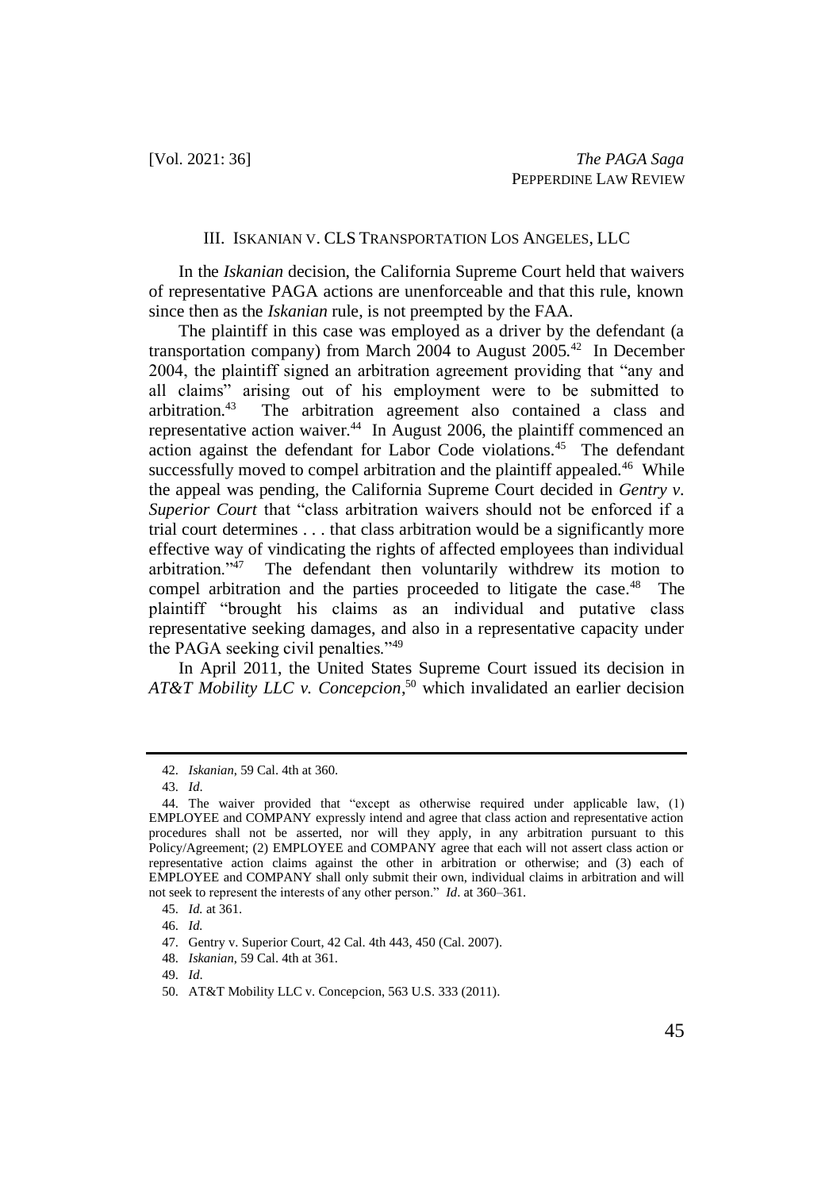### III. ISKANIAN V. CLS TRANSPORTATION LOS ANGELES, LLC

In the *Iskanian* decision, the California Supreme Court held that waivers of representative PAGA actions are unenforceable and that this rule, known since then as the *Iskanian* rule, is not preempted by the FAA.

The plaintiff in this case was employed as a driver by the defendant (a transportation company) from March 2004 to August 2005.[42] In December 2004, the plaintiff signed an arbitration agreement providing that "any and all claims" arising out of his employment were to be submitted to arbitration.[43] The arbitration agreement also contained a class and representative action waiver.[44] In August 2006, the plaintiff commenced an action against the defendant for Labor Code violations.[45] The defendant successfully moved to compel arbitration and the plaintiff appealed.[46] While the appeal was pending, the California Supreme Court decided in *Gentry v. Superior Court* that "class arbitration waivers should not be enforced if a trial court determines . . . that class arbitration would be a significantly more effective way of vindicating the rights of affected employees than individual arbitration."[47] The defendant then voluntarily withdrew its motion to compel arbitration and the parties proceeded to litigate the case.[48] The plaintiff "brought his claims as an individual and putative class representative seeking damages, and also in a representative capacity under the PAGA seeking civil penalties."[49]

In April 2011, the United States Supreme Court issued its decision in *AT&T Mobility LLC v. Concepcion*,[50] which invalidated an earlier decision

---

42. *Iskanian*, 59 Cal. 4th at 360.

43. *Id*.

44. The waiver provided that "except as otherwise required under applicable law, (1) EMPLOYEE and COMPANY expressly intend and agree that class action and representative action procedures shall not be asserted, nor will they apply, in any arbitration pursuant to this Policy/Agreement; (2) EMPLOYEE and COMPANY agree that each will not assert class action or representative action claims against the other in arbitration or otherwise; and (3) each of EMPLOYEE and COMPANY shall only submit their own, individual claims in arbitration and will not seek to represent the interests of any other person." *Id*. at 360–361.

45. *Id.* at 361.

46. *Id.*

47. Gentry v. Superior Court, 42 Cal. 4th 443, 450 (Cal. 2007).

48. *Iskanian*, 59 Cal. 4th at 361.

49. *Id.*

50. AT&T Mobility LLC v. Concepcion, 563 U.S. 333 (2011).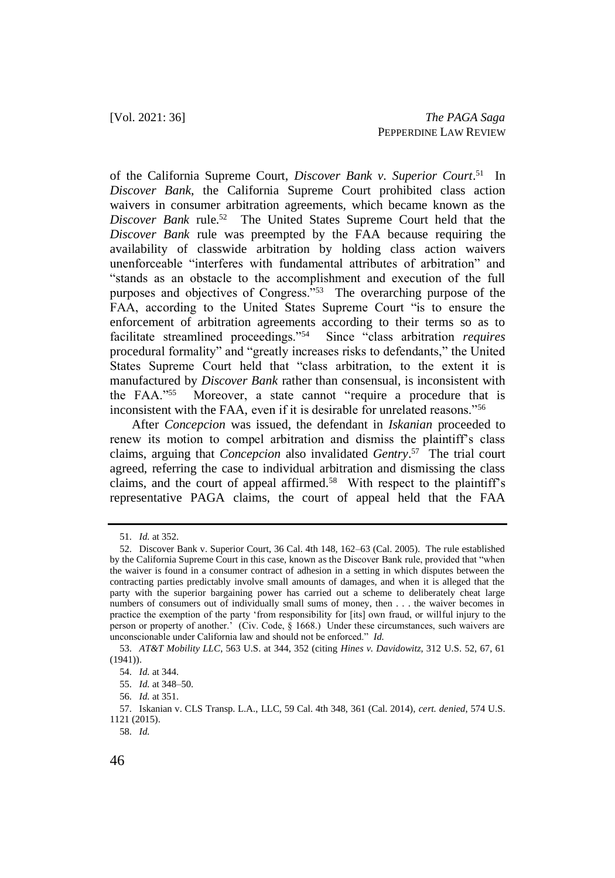of the California Supreme Court, *Discover Bank v. Superior Court*.[51] In *Discover Bank*, the California Supreme Court prohibited class action waivers in consumer arbitration agreements, which became known as the *Discover Bank* rule.[52] The United States Supreme Court held that the *Discover Bank* rule was preempted by the FAA because requiring the availability of classwide arbitration by holding class action waivers unenforceable "interferes with fundamental attributes of arbitration" and "stands as an obstacle to the accomplishment and execution of the full purposes and objectives of Congress."[53] The overarching purpose of the FAA, according to the United States Supreme Court "is to ensure the enforcement of arbitration agreements according to their terms so as to facilitate streamlined proceedings."[54] Since "class arbitration *requires* procedural formality" and "greatly increases risks to defendants," the United States Supreme Court held that "class arbitration, to the extent it is manufactured by *Discover Bank* rather than consensual, is inconsistent with the FAA."[55] Moreover, a state cannot "require a procedure that is inconsistent with the FAA, even if it is desirable for unrelated reasons."[56]

After *Concepcion* was issued, the defendant in *Iskanian* proceeded to renew its motion to compel arbitration and dismiss the plaintiff's class claims, arguing that *Concepcion* also invalidated *Gentry*.[57] The trial court agreed, referring the case to individual arbitration and dismissing the class claims, and the court of appeal affirmed.[58] With respect to the plaintiff's representative PAGA claims, the court of appeal held that the FAA

---

51. *Id.* at 352.

52. Discover Bank v. Superior Court, 36 Cal. 4th 148, 162–63 (Cal. 2005). The rule established by the California Supreme Court in this case, known as the Discover Bank rule, provided that "when the waiver is found in a consumer contract of adhesion in a setting in which disputes between the contracting parties predictably involve small amounts of damages, and when it is alleged that the party with the superior bargaining power has carried out a scheme to deliberately cheat large numbers of consumers out of individually small sums of money, then . . . the waiver becomes in practice the exemption of the party 'from responsibility for [its] own fraud, or willful injury to the person or property of another.' (Civ. Code, § 1668.) Under these circumstances, such waivers are unconscionable under California law and should not be enforced." *Id.*

53. *AT&T Mobility LLC*, 563 U.S. at 344, 352 (citing *Hines v. Davidowitz*, 312 U.S. 52, 67, 61 (1941)).

54. *Id.* at 344.

55. *Id.* at 348–50.

56. *Id.* at 351.

57. Iskanian v. CLS Transp. L.A., LLC, 59 Cal. 4th 348, 361 (Cal. 2014), *cert. denied*, 574 U.S. 1121 (2015).

58. *Id.*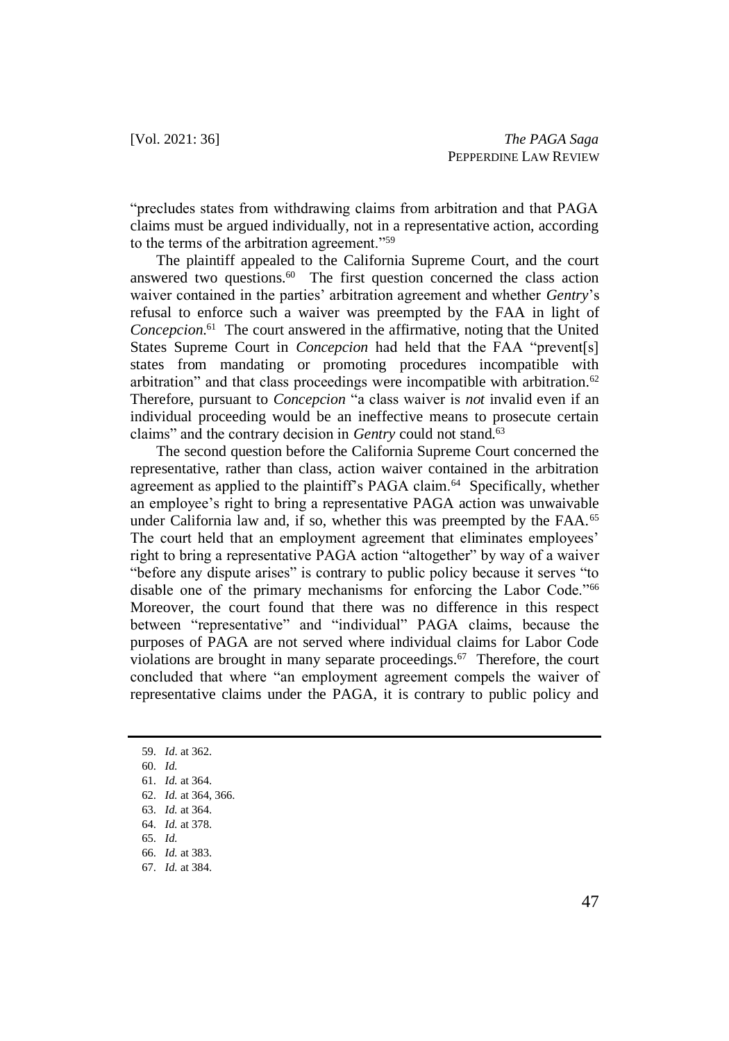"precludes states from withdrawing claims from arbitration and that PAGA claims must be argued individually, not in a representative action, according to the terms of the arbitration agreement."[59]

The plaintiff appealed to the California Supreme Court, and the court answered two questions.[60] The first question concerned the class action waiver contained in the parties' arbitration agreement and whether *Gentry*'s refusal to enforce such a waiver was preempted by the FAA in light of *Concepcion*.[61] The court answered in the affirmative, noting that the United States Supreme Court in *Concepcion* had held that the FAA "prevent[s] states from mandating or promoting procedures incompatible with arbitration" and that class proceedings were incompatible with arbitration.[62] Therefore, pursuant to *Concepcion* "a class waiver is *not* invalid even if an individual proceeding would be an ineffective means to prosecute certain claims" and the contrary decision in *Gentry* could not stand.[63]

The second question before the California Supreme Court concerned the representative, rather than class, action waiver contained in the arbitration agreement as applied to the plaintiff's PAGA claim.[64] Specifically, whether an employee's right to bring a representative PAGA action was unwaivable under California law and, if so, whether this was preempted by the FAA.[65] The court held that an employment agreement that eliminates employees' right to bring a representative PAGA action "altogether" by way of a waiver "before any dispute arises" is contrary to public policy because it serves "to disable one of the primary mechanisms for enforcing the Labor Code."[66] Moreover, the court found that there was no difference in this respect between "representative" and "individual" PAGA claims, because the purposes of PAGA are not served where individual claims for Labor Code violations are brought in many separate proceedings.[67] Therefore, the court concluded that where "an employment agreement compels the waiver of representative claims under the PAGA, it is contrary to public policy and

---

59. *Id*. at 362.
60. *Id.*
61. *Id.* at 364.
62. *Id.* at 364, 366.
63. *Id.* at 364.
64. *Id.* at 378.
65. *Id.*
66. *Id.* at 383.
67. *Id.* at 384.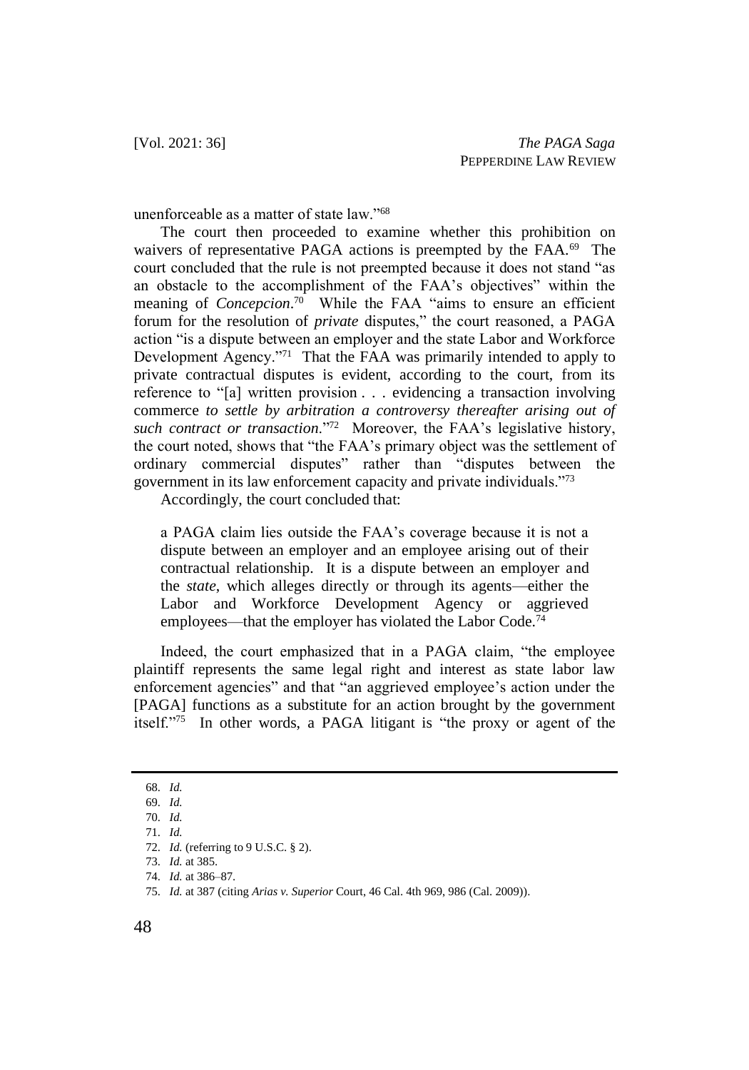unenforceable as a matter of state law."[68]

The court then proceeded to examine whether this prohibition on waivers of representative PAGA actions is preempted by the FAA.[69] The court concluded that the rule is not preempted because it does not stand "as an obstacle to the accomplishment of the FAA's objectives" within the meaning of *Concepcion*.[70] While the FAA "aims to ensure an efficient forum for the resolution of *private* disputes," the court reasoned, a PAGA action "is a dispute between an employer and the state Labor and Workforce Development Agency."[71] That the FAA was primarily intended to apply to private contractual disputes is evident, according to the court, from its reference to "[a] written provision . . . evidencing a transaction involving commerce *to settle by arbitration a controversy thereafter arising out of such contract or transaction*."[72] Moreover, the FAA's legislative history, the court noted, shows that "the FAA's primary object was the settlement of ordinary commercial disputes" rather than "disputes between the government in its law enforcement capacity and private individuals."[73]

Accordingly, the court concluded that:

> a PAGA claim lies outside the FAA's coverage because it is not a dispute between an employer and an employee arising out of their contractual relationship. It is a dispute between an employer and the *state*, which alleges directly or through its agents—either the Labor and Workforce Development Agency or aggrieved employees—that the employer has violated the Labor Code.[74]

Indeed, the court emphasized that in a PAGA claim, "the employee plaintiff represents the same legal right and interest as state labor law enforcement agencies" and that "an aggrieved employee's action under the [PAGA] functions as a substitute for an action brought by the government itself."[75] In other words, a PAGA litigant is "the proxy or agent of the

---

68. *Id.*
69. *Id.*
70. *Id.*
71. *Id.*
72. *Id.* (referring to 9 U.S.C. § 2).
73. *Id.* at 385.
74. *Id.* at 386–87.
75. *Id.* at 387 (citing *Arias v. Superior* Court, 46 Cal. 4th 969, 986 (Cal. 2009)).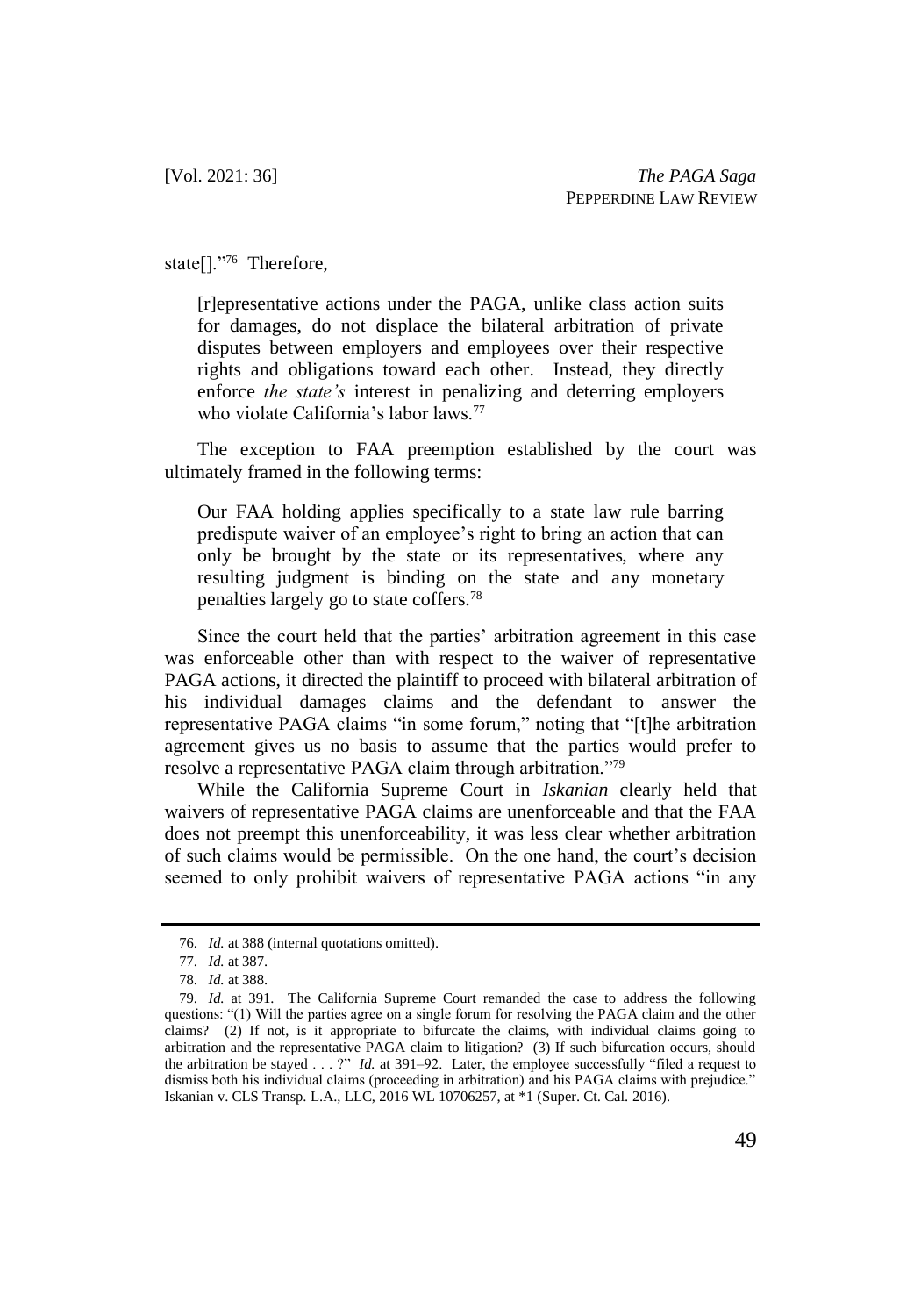state[].”[76] Therefore,

> [r]epresentative actions under the PAGA, unlike class action suits for damages, do not displace the bilateral arbitration of private disputes between employers and employees over their respective rights and obligations toward each other. Instead, they directly enforce *the state's* interest in penalizing and deterring employers who violate California's labor laws.[77]

The exception to FAA preemption established by the court was ultimately framed in the following terms:

> Our FAA holding applies specifically to a state law rule barring predispute waiver of an employee's right to bring an action that can only be brought by the state or its representatives, where any resulting judgment is binding on the state and any monetary penalties largely go to state coffers.[78]

Since the court held that the parties' arbitration agreement in this case was enforceable other than with respect to the waiver of representative PAGA actions, it directed the plaintiff to proceed with bilateral arbitration of his individual damages claims and the defendant to answer the representative PAGA claims “in some forum,” noting that “[t]he arbitration agreement gives us no basis to assume that the parties would prefer to resolve a representative PAGA claim through arbitration.”[79]

While the California Supreme Court in *Iskanian* clearly held that waivers of representative PAGA claims are unenforceable and that the FAA does not preempt this unenforceability, it was less clear whether arbitration of such claims would be permissible. On the one hand, the court's decision seemed to only prohibit waivers of representative PAGA actions “in any

---

76. *Id.* at 388 (internal quotations omitted).

77. *Id.* at 387.

78. *Id.* at 388.

79. *Id.* at 391. The California Supreme Court remanded the case to address the following questions: “(1) Will the parties agree on a single forum for resolving the PAGA claim and the other claims? (2) If not, is it appropriate to bifurcate the claims, with individual claims going to arbitration and the representative PAGA claim to litigation? (3) If such bifurcation occurs, should the arbitration be stayed . . . ?” *Id.* at 391–92. Later, the employee successfully “filed a request to dismiss both his individual claims (proceeding in arbitration) and his PAGA claims with prejudice.” Iskanian v. CLS Transp. L.A., LLC, 2016 WL 10706257, at *1 (Super. Ct. Cal. 2016).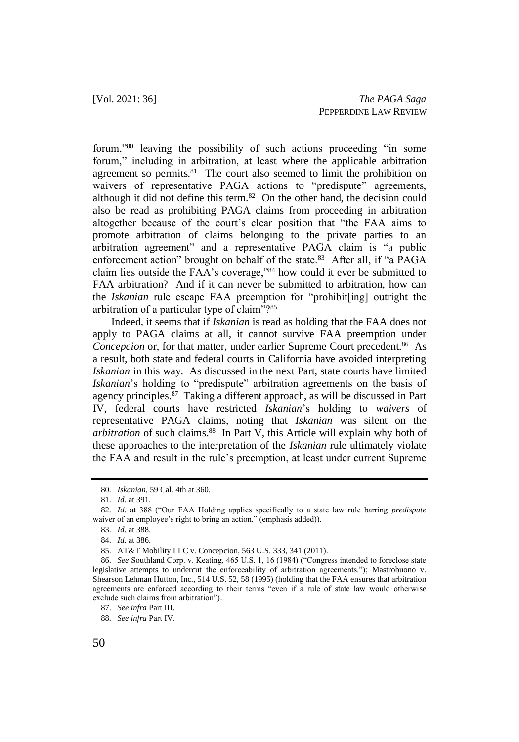forum,"[80] leaving the possibility of such actions proceeding "in some forum," including in arbitration, at least where the applicable arbitration agreement so permits.[81] The court also seemed to limit the prohibition on waivers of representative PAGA actions to "predispute" agreements, although it did not define this term.[82] On the other hand, the decision could also be read as prohibiting PAGA claims from proceeding in arbitration altogether because of the court's clear position that "the FAA aims to promote arbitration of claims belonging to the private parties to an arbitration agreement" and a representative PAGA claim is "a public enforcement action" brought on behalf of the state.[83] After all, if "a PAGA claim lies outside the FAA's coverage,"[84] how could it ever be submitted to FAA arbitration? And if it can never be submitted to arbitration, how can the *Iskanian* rule escape FAA preemption for "prohibit[ing] outright the arbitration of a particular type of claim"?[85]

Indeed, it seems that if *Iskanian* is read as holding that the FAA does not apply to PAGA claims at all, it cannot survive FAA preemption under *Concepcion* or, for that matter, under earlier Supreme Court precedent.[86] As a result, both state and federal courts in California have avoided interpreting *Iskanian* in this way. As discussed in the next Part, state courts have limited *Iskanian*'s holding to "predispute" arbitration agreements on the basis of agency principles.[87] Taking a different approach, as will be discussed in Part IV, federal courts have restricted *Iskanian*'s holding to *waivers* of representative PAGA claims, noting that *Iskanian* was silent on the *arbitration* of such claims.[88] In Part V, this Article will explain why both of these approaches to the interpretation of the *Iskanian* rule ultimately violate the FAA and result in the rule's preemption, at least under current Supreme

80. *Iskanian*, 59 Cal. 4th at 360.

81. *Id.* at 391.

82. *Id.* at 388 ("Our FAA Holding applies specifically to a state law rule barring *predispute* waiver of an employee's right to bring an action." (emphasis added)).

83. *Id*. at 388.

84. *Id*. at 386.

85. AT&T Mobility LLC v. Concepcion, 563 U.S. 333, 341 (2011).

86. *See* Southland Corp. v. Keating, 465 U.S. 1, 16 (1984) ("Congress intended to foreclose state legislative attempts to undercut the enforceability of arbitration agreements."); Mastrobuono v. Shearson Lehman Hutton, Inc., 514 U.S. 52, 58 (1995) (holding that the FAA ensures that arbitration agreements are enforced according to their terms "even if a rule of state law would otherwise exclude such claims from arbitration").

87. *See infra* Part III.

88. *See infra* Part IV.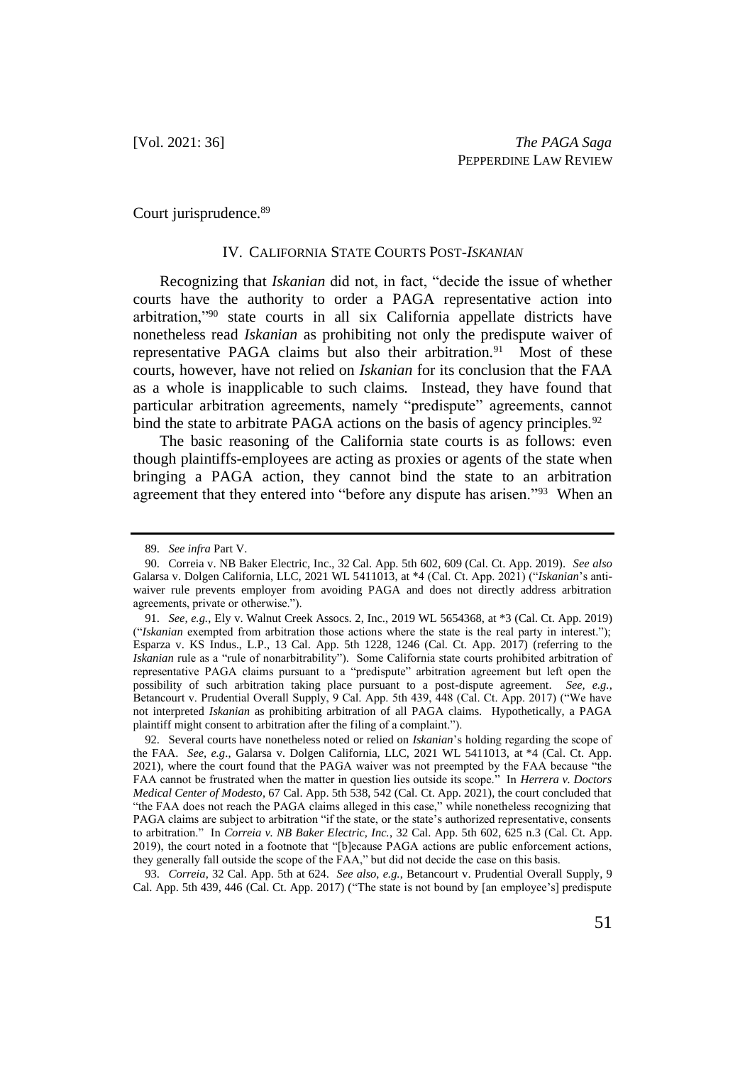Court jurisprudence.[89]

## IV. CALIFORNIA STATE COURTS POST-*ISKANIAN*

Recognizing that *Iskanian* did not, in fact, "decide the issue of whether courts have the authority to order a PAGA representative action into arbitration,"[90] state courts in all six California appellate districts have nonetheless read *Iskanian* as prohibiting not only the predispute waiver of representative PAGA claims but also their arbitration.[91] Most of these courts, however, have not relied on *Iskanian* for its conclusion that the FAA as a whole is inapplicable to such claims. Instead, they have found that particular arbitration agreements, namely "predispute" agreements, cannot bind the state to arbitrate PAGA actions on the basis of agency principles.[92]

The basic reasoning of the California state courts is as follows: even though plaintiffs-employees are acting as proxies or agents of the state when bringing a PAGA action, they cannot bind the state to an arbitration agreement that they entered into "before any dispute has arisen."[93] When an

---

89. *See infra* Part V.

90. Correia v. NB Baker Electric, Inc., 32 Cal. App. 5th 602, 609 (Cal. Ct. App. 2019). *See also* Galarsa v. Dolgen California, LLC, 2021 WL 5411013, at *4 (Cal. Ct. App. 2021) ("*Iskanian*'s anti-waiver rule prevents employer from avoiding PAGA and does not directly address arbitration agreements, private or otherwise.").

91. *See, e.g.*, Ely v. Walnut Creek Assocs. 2, Inc., 2019 WL 5654368, at *3 (Cal. Ct. App. 2019) ("*Iskanian* exempted from arbitration those actions where the state is the real party in interest."); Esparza v. KS Indus., L.P., 13 Cal. App. 5th 1228, 1246 (Cal. Ct. App. 2017) (referring to the *Iskanian* rule as a "rule of nonarbitrability"). Some California state courts prohibited arbitration of representative PAGA claims pursuant to a "predispute" arbitration agreement but left open the possibility of such arbitration taking place pursuant to a post-dispute agreement. *See, e.g.*, Betancourt v. Prudential Overall Supply, 9 Cal. App. 5th 439, 448 (Cal. Ct. App. 2017) ("We have not interpreted *Iskanian* as prohibiting arbitration of all PAGA claims. Hypothetically, a PAGA plaintiff might consent to arbitration after the filing of a complaint.").

92. Several courts have nonetheless noted or relied on *Iskanian*'s holding regarding the scope of the FAA. *See, e.g.*, Galarsa v. Dolgen California, LLC, 2021 WL 5411013, at *4 (Cal. Ct. App. 2021), where the court found that the PAGA waiver was not preempted by the FAA because "the FAA cannot be frustrated when the matter in question lies outside its scope." In *Herrera v. Doctors Medical Center of Modesto*, 67 Cal. App. 5th 538, 542 (Cal. Ct. App. 2021), the court concluded that "the FAA does not reach the PAGA claims alleged in this case," while nonetheless recognizing that PAGA claims are subject to arbitration "if the state, or the state's authorized representative, consents to arbitration." In *Correia v. NB Baker Electric, Inc.*, 32 Cal. App. 5th 602, 625 n.3 (Cal. Ct. App. 2019), the court noted in a footnote that "[b]ecause PAGA actions are public enforcement actions, they generally fall outside the scope of the FAA," but did not decide the case on this basis.

93. *Correia*, 32 Cal. App. 5th at 624. *See also, e.g.*, Betancourt v. Prudential Overall Supply, 9 Cal. App. 5th 439, 446 (Cal. Ct. App. 2017) ("The state is not bound by [an employee's] predispute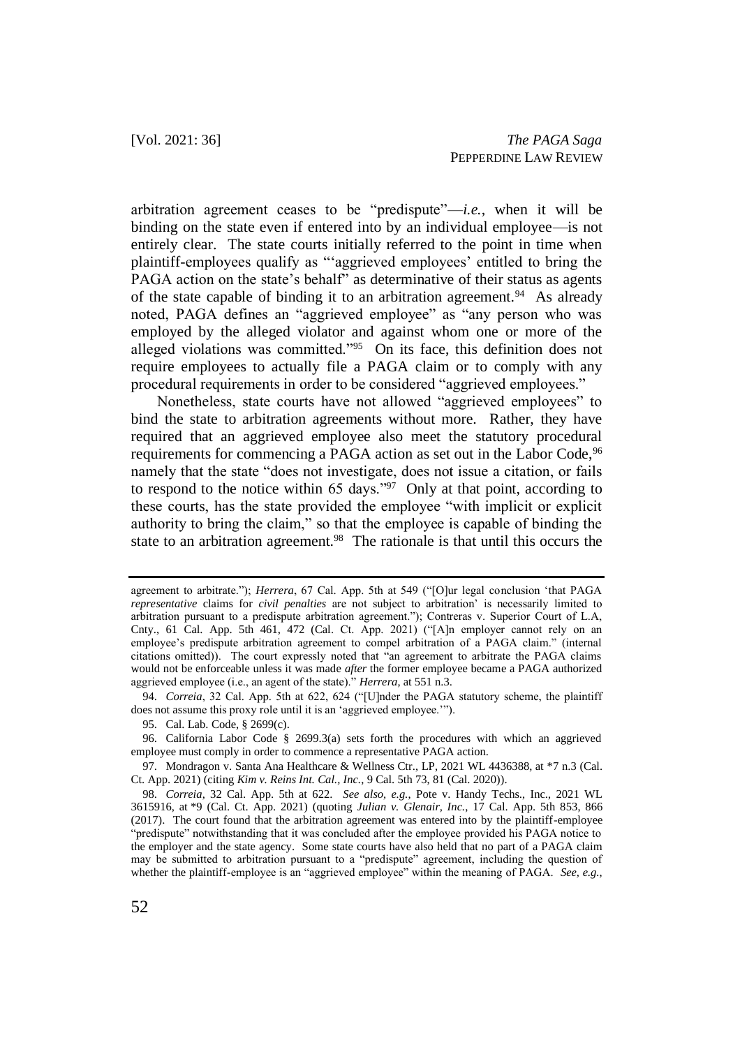arbitration agreement ceases to be "predispute"—*i.e.*, when it will be binding on the state even if entered into by an individual employee—is not entirely clear. The state courts initially referred to the point in time when plaintiff-employees qualify as "'aggrieved employees' entitled to bring the PAGA action on the state's behalf" as determinative of their status as agents of the state capable of binding it to an arbitration agreement.[94] As already noted, PAGA defines an "aggrieved employee" as "any person who was employed by the alleged violator and against whom one or more of the alleged violations was committed."[95] On its face, this definition does not require employees to actually file a PAGA claim or to comply with any procedural requirements in order to be considered "aggrieved employees."

Nonetheless, state courts have not allowed "aggrieved employees" to bind the state to arbitration agreements without more. Rather, they have required that an aggrieved employee also meet the statutory procedural requirements for commencing a PAGA action as set out in the Labor Code,[96] namely that the state "does not investigate, does not issue a citation, or fails to respond to the notice within 65 days."[97] Only at that point, according to these courts, has the state provided the employee "with implicit or explicit authority to bring the claim," so that the employee is capable of binding the state to an arbitration agreement.[98] The rationale is that until this occurs the

---

agreement to arbitrate."); *Herrera*, 67 Cal. App. 5th at 549 ("[O]ur legal conclusion 'that PAGA *representative* claims for *civil penalties* are not subject to arbitration' is necessarily limited to arbitration pursuant to a predispute arbitration agreement."); Contreras v. Superior Court of L.A, Cnty., 61 Cal. App. 5th 461, 472 (Cal. Ct. App. 2021) ("[A]n employer cannot rely on an employee's predispute arbitration agreement to compel arbitration of a PAGA claim." (internal citations omitted)). The court expressly noted that "an agreement to arbitrate the PAGA claims would not be enforceable unless it was made *after* the former employee became a PAGA authorized aggrieved employee (i.e., an agent of the state)." *Herrera*, at 551 n.3.

94. *Correia*, 32 Cal. App. 5th at 622, 624 ("[U]nder the PAGA statutory scheme, the plaintiff does not assume this proxy role until it is an 'aggrieved employee.'").

95. Cal. Lab. Code, § 2699(c).

96. California Labor Code § 2699.3(a) sets forth the procedures with which an aggrieved employee must comply in order to commence a representative PAGA action.

97. Mondragon v. Santa Ana Healthcare & Wellness Ctr., LP, 2021 WL 4436388, at *7 n.3 (Cal. Ct. App. 2021) (citing *Kim v. Reins Int. Cal., Inc.*, 9 Cal. 5th 73, 81 (Cal. 2020)).

98. *Correia*, 32 Cal. App. 5th at 622. *See also, e.g.*, Pote v. Handy Techs., Inc., 2021 WL 3615916, at *9 (Cal. Ct. App. 2021) (quoting *Julian v. Glenair, Inc.*, 17 Cal. App. 5th 853, 866 (2017). The court found that the arbitration agreement was entered into by the plaintiff-employee "predispute" notwithstanding that it was concluded after the employee provided his PAGA notice to the employer and the state agency. Some state courts have also held that no part of a PAGA claim may be submitted to arbitration pursuant to a "predispute" agreement, including the question of whether the plaintiff-employee is an "aggrieved employee" within the meaning of PAGA. *See, e.g.,*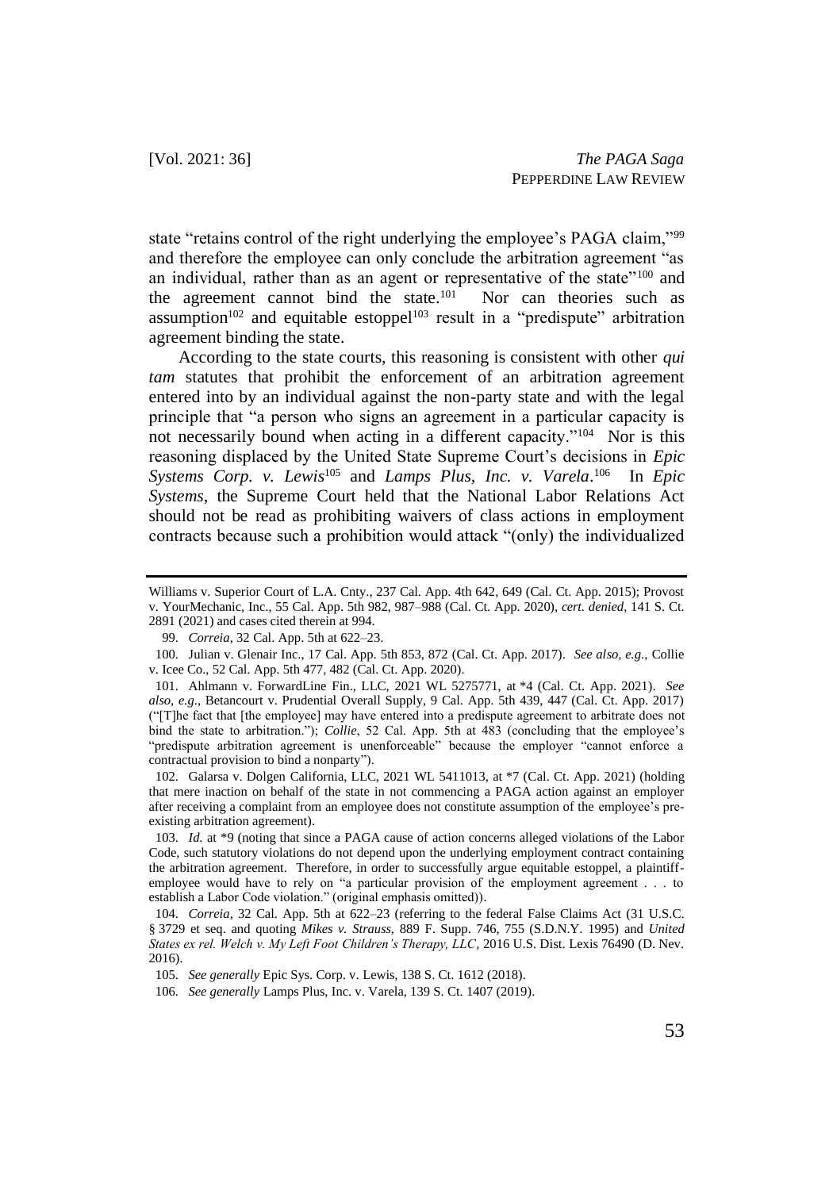state "retains control of the right underlying the employee's PAGA claim,"[99] and therefore the employee can only conclude the arbitration agreement "as an individual, rather than as an agent or representative of the state"[100] and the agreement cannot bind the state.[101] Nor can theories such as assumption[102] and equitable estoppel[103] result in a "predispute" arbitration agreement binding the state.

According to the state courts, this reasoning is consistent with other *qui tam* statutes that prohibit the enforcement of an arbitration agreement entered into by an individual against the non-party state and with the legal principle that "a person who signs an agreement in a particular capacity is not necessarily bound when acting in a different capacity."[104] Nor is this reasoning displaced by the United State Supreme Court's decisions in *Epic Systems Corp. v. Lewis*[105] and *Lamps Plus, Inc. v. Varela*.[106] In *Epic Systems*, the Supreme Court held that the National Labor Relations Act should not be read as prohibiting waivers of class actions in employment contracts because such a prohibition would attack "(only) the individualized

---

Williams v. Superior Court of L.A. Cnty., 237 Cal. App. 4th 642, 649 (Cal. Ct. App. 2015); Provost v. YourMechanic, Inc., 55 Cal. App. 5th 982, 987–988 (Cal. Ct. App. 2020), *cert. denied*, 141 S. Ct. 2891 (2021) and cases cited therein at 994.

99. *Correia*, 32 Cal. App. 5th at 622–23.

100. Julian v. Glenair Inc., 17 Cal. App. 5th 853, 872 (Cal. Ct. App. 2017). *See also, e.g.*, Collie v. Icee Co., 52 Cal. App. 5th 477, 482 (Cal. Ct. App. 2020).

101. Ahlmann v. ForwardLine Fin., LLC, 2021 WL 5275771, at *4 (Cal. Ct. App. 2021). *See also, e.g.*, Betancourt v. Prudential Overall Supply, 9 Cal. App. 5th 439, 447 (Cal. Ct. App. 2017) ("[T]he fact that [the employee] may have entered into a predispute agreement to arbitrate does not bind the state to arbitration."); *Collie*, 52 Cal. App. 5th at 483 (concluding that the employee's "predispute arbitration agreement is unenforceable" because the employer "cannot enforce a contractual provision to bind a nonparty").

102. Galarsa v. Dolgen California, LLC, 2021 WL 5411013, at *7 (Cal. Ct. App. 2021) (holding that mere inaction on behalf of the state in not commencing a PAGA action against an employer after receiving a complaint from an employee does not constitute assumption of the employee's pre-existing arbitration agreement).

103. *Id.* at *9 (noting that since a PAGA cause of action concerns alleged violations of the Labor Code, such statutory violations do not depend upon the underlying employment contract containing the arbitration agreement. Therefore, in order to successfully argue equitable estoppel, a plaintiff-employee would have to rely on "a particular provision of the employment agreement . . . to establish a Labor Code violation." (original emphasis omitted)).

104. *Correia*, 32 Cal. App. 5th at 622–23 (referring to the federal False Claims Act (31 U.S.C. § 3729 et seq. and quoting *Mikes v. Strauss*, 889 F. Supp. 746, 755 (S.D.N.Y. 1995) and *United States ex rel. Welch v. My Left Foot Children's Therapy, LLC*, 2016 U.S. Dist. Lexis 76490 (D. Nev. 2016).

105. *See generally* Epic Sys. Corp. v. Lewis, 138 S. Ct. 1612 (2018).

106. *See generally* Lamps Plus, Inc. v. Varela, 139 S. Ct. 1407 (2019).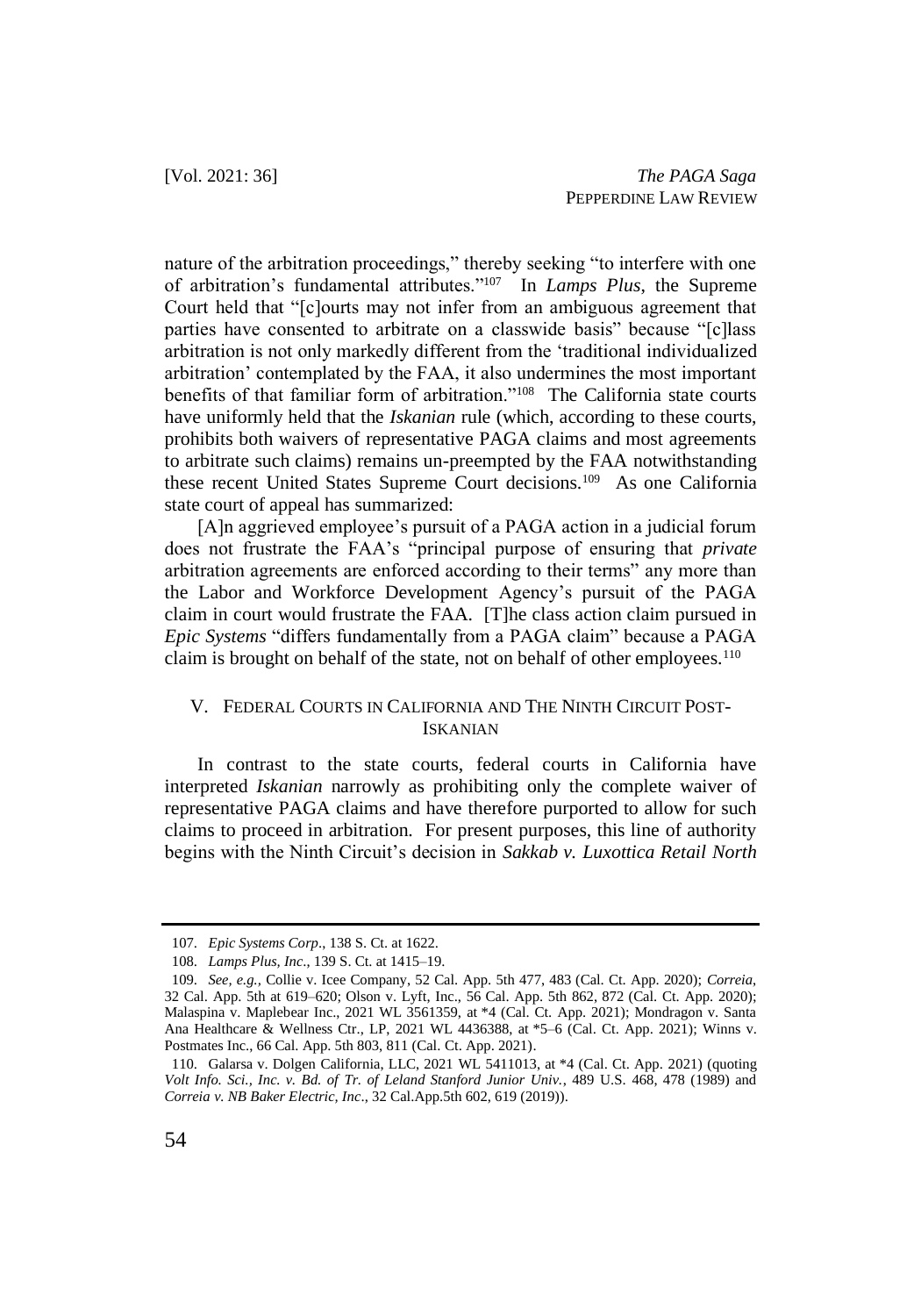nature of the arbitration proceedings," thereby seeking "to interfere with one of arbitration's fundamental attributes."[107] In *Lamps Plus*, the Supreme Court held that "[c]ourts may not infer from an ambiguous agreement that parties have consented to arbitrate on a classwide basis" because "[c]lass arbitration is not only markedly different from the 'traditional individualized arbitration' contemplated by the FAA, it also undermines the most important benefits of that familiar form of arbitration."[108] The California state courts have uniformly held that the *Iskanian* rule (which, according to these courts, prohibits both waivers of representative PAGA claims and most agreements to arbitrate such claims) remains un-preempted by the FAA notwithstanding these recent United States Supreme Court decisions.[109] As one California state court of appeal has summarized:

> [A]n aggrieved employee's pursuit of a PAGA action in a judicial forum does not frustrate the FAA's "principal purpose of ensuring that *private* arbitration agreements are enforced according to their terms" any more than the Labor and Workforce Development Agency's pursuit of the PAGA claim in court would frustrate the FAA. [T]he class action claim pursued in *Epic Systems* "differs fundamentally from a PAGA claim" because a PAGA claim is brought on behalf of the state, not on behalf of other employees.[110]

## V. FEDERAL COURTS IN CALIFORNIA AND THE NINTH CIRCUIT POST-ISKANIAN

In contrast to the state courts, federal courts in California have interpreted *Iskanian* narrowly as prohibiting only the complete waiver of representative PAGA claims and have therefore purported to allow for such claims to proceed in arbitration. For present purposes, this line of authority begins with the Ninth Circuit's decision in *Sakkab v. Luxottica Retail North*

---

107. *Epic Systems Corp*., 138 S. Ct. at 1622.

108. *Lamps Plus, Inc*., 139 S. Ct. at 1415–19.

109. *See, e.g.*, Collie v. Icee Company, 52 Cal. App. 5th 477, 483 (Cal. Ct. App. 2020); *Correia*, 32 Cal. App. 5th at 619–620; Olson v. Lyft, Inc., 56 Cal. App. 5th 862, 872 (Cal. Ct. App. 2020); Malaspina v. Maplebear Inc., 2021 WL 3561359, at *4 (Cal. Ct. App. 2021); Mondragon v. Santa Ana Healthcare & Wellness Ctr., LP, 2021 WL 4436388, at *5–6 (Cal. Ct. App. 2021); Winns v. Postmates Inc., 66 Cal. App. 5th 803, 811 (Cal. Ct. App. 2021).

110. Galarsa v. Dolgen California, LLC, 2021 WL 5411013, at *4 (Cal. Ct. App. 2021) (quoting *Volt Info. Sci., Inc. v. Bd. of Tr. of Leland Stanford Junior Univ.*, 489 U.S. 468, 478 (1989) and *Correia v. NB Baker Electric, Inc*., 32 Cal.App.5th 602, 619 (2019)).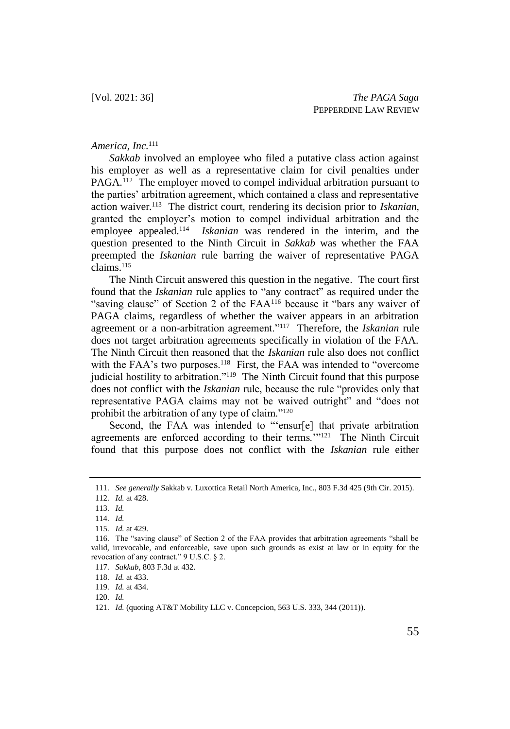*America, Inc.*[111]

*Sakkab* involved an employee who filed a putative class action against his employer as well as a representative claim for civil penalties under PAGA.[112] The employer moved to compel individual arbitration pursuant to the parties' arbitration agreement, which contained a class and representative action waiver.[113] The district court, rendering its decision prior to *Iskanian*, granted the employer's motion to compel individual arbitration and the employee appealed.[114] *Iskanian* was rendered in the interim, and the question presented to the Ninth Circuit in *Sakkab* was whether the FAA preempted the *Iskanian* rule barring the waiver of representative PAGA claims.[115]

The Ninth Circuit answered this question in the negative. The court first found that the *Iskanian* rule applies to "any contract" as required under the "saving clause" of Section 2 of the FAA[116] because it "bars any waiver of PAGA claims, regardless of whether the waiver appears in an arbitration agreement or a non-arbitration agreement."[117] Therefore, the *Iskanian* rule does not target arbitration agreements specifically in violation of the FAA. The Ninth Circuit then reasoned that the *Iskanian* rule also does not conflict with the FAA's two purposes.[118] First, the FAA was intended to "overcome judicial hostility to arbitration."[119] The Ninth Circuit found that this purpose does not conflict with the *Iskanian* rule, because the rule "provides only that representative PAGA claims may not be waived outright" and "does not prohibit the arbitration of any type of claim."[120]

Second, the FAA was intended to "'ensur[e] that private arbitration agreements are enforced according to their terms.'"[121] The Ninth Circuit found that this purpose does not conflict with the *Iskanian* rule either

---

111. *See generally* Sakkab v. Luxottica Retail North America, Inc., 803 F.3d 425 (9th Cir. 2015).

112. *Id.* at 428.

113. *Id.*

114. *Id.*

115. *Id.* at 429.

116. The "saving clause" of Section 2 of the FAA provides that arbitration agreements "shall be valid, irrevocable, and enforceable, save upon such grounds as exist at law or in equity for the revocation of any contract." 9 U.S.C. § 2.

117. *Sakkab*, 803 F.3d at 432.

118. *Id.* at 433.

119. *Id.* at 434.

120. *Id.*

121. *Id.* (quoting AT&T Mobility LLC v. Concepcion, 563 U.S. 333, 344 (2011)).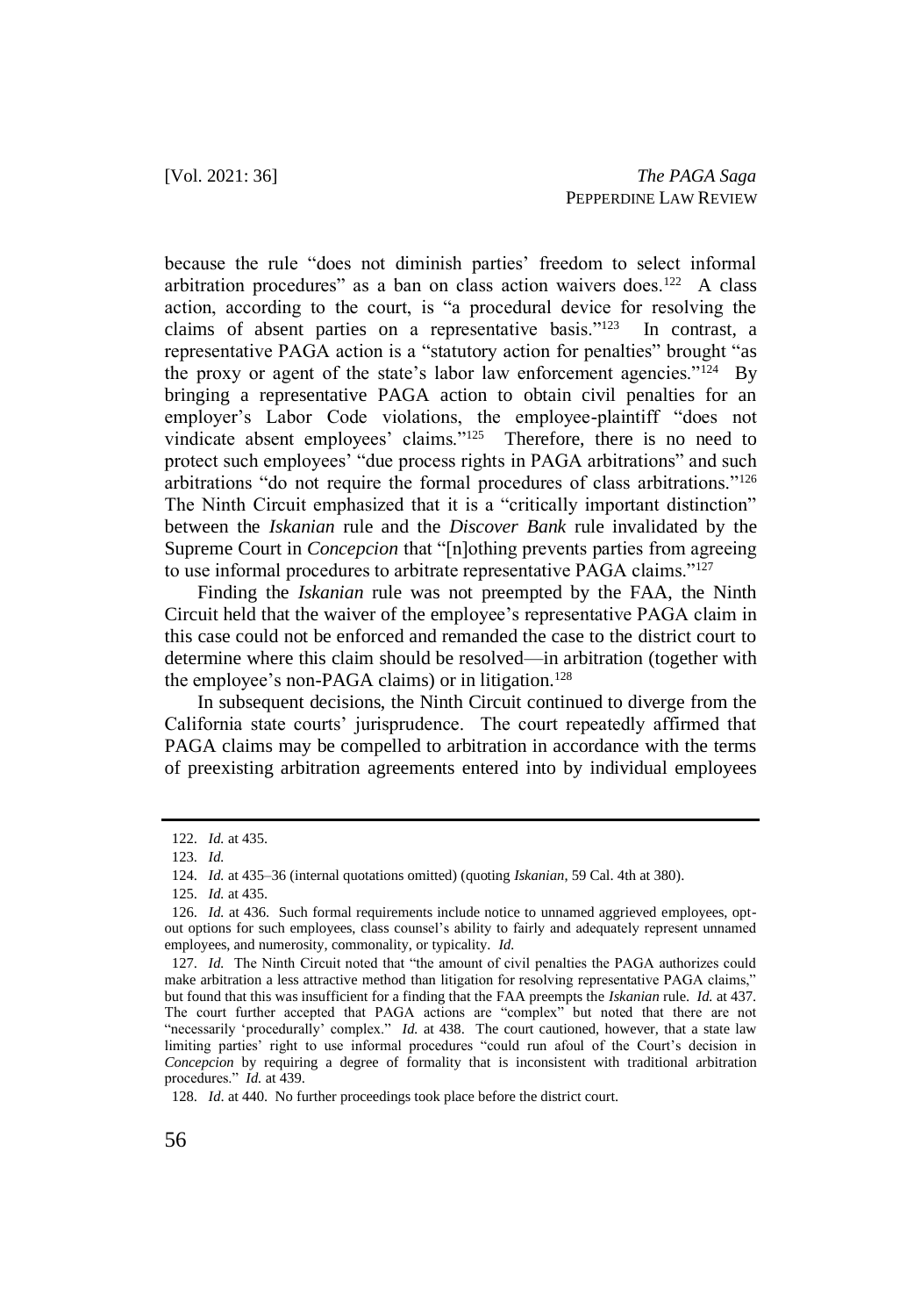because the rule "does not diminish parties' freedom to select informal arbitration procedures" as a ban on class action waivers does.[122] A class action, according to the court, is "a procedural device for resolving the claims of absent parties on a representative basis."[123] In contrast, a representative PAGA action is a "statutory action for penalties" brought "as the proxy or agent of the state's labor law enforcement agencies."[124] By bringing a representative PAGA action to obtain civil penalties for an employer's Labor Code violations, the employee-plaintiff "does not vindicate absent employees' claims."[125] Therefore, there is no need to protect such employees' "due process rights in PAGA arbitrations" and such arbitrations "do not require the formal procedures of class arbitrations."[126] The Ninth Circuit emphasized that it is a "critically important distinction" between the *Iskanian* rule and the *Discover Bank* rule invalidated by the Supreme Court in *Concepcion* that "[n]othing prevents parties from agreeing to use informal procedures to arbitrate representative PAGA claims."[127]

Finding the *Iskanian* rule was not preempted by the FAA, the Ninth Circuit held that the waiver of the employee's representative PAGA claim in this case could not be enforced and remanded the case to the district court to determine where this claim should be resolved—in arbitration (together with the employee's non-PAGA claims) or in litigation.[128]

In subsequent decisions, the Ninth Circuit continued to diverge from the California state courts' jurisprudence. The court repeatedly affirmed that PAGA claims may be compelled to arbitration in accordance with the terms of preexisting arbitration agreements entered into by individual employees

---

122. *Id.* at 435.

123. *Id.*

124. *Id.* at 435–36 (internal quotations omitted) (quoting *Iskanian*, 59 Cal. 4th at 380).

125. *Id.* at 435.

126. *Id.* at 436. Such formal requirements include notice to unnamed aggrieved employees, opt-out options for such employees, class counsel's ability to fairly and adequately represent unnamed employees, and numerosity, commonality, or typicality. *Id.*

127. *Id.* The Ninth Circuit noted that "the amount of civil penalties the PAGA authorizes could make arbitration a less attractive method than litigation for resolving representative PAGA claims," but found that this was insufficient for a finding that the FAA preempts the *Iskanian* rule. *Id.* at 437. The court further accepted that PAGA actions are "complex" but noted that there are not "necessarily 'procedurally' complex." *Id.* at 438. The court cautioned, however, that a state law limiting parties' right to use informal procedures "could run afoul of the Court's decision in *Concepcion* by requiring a degree of formality that is inconsistent with traditional arbitration procedures." *Id.* at 439.

128. *Id.* at 440. No further proceedings took place before the district court.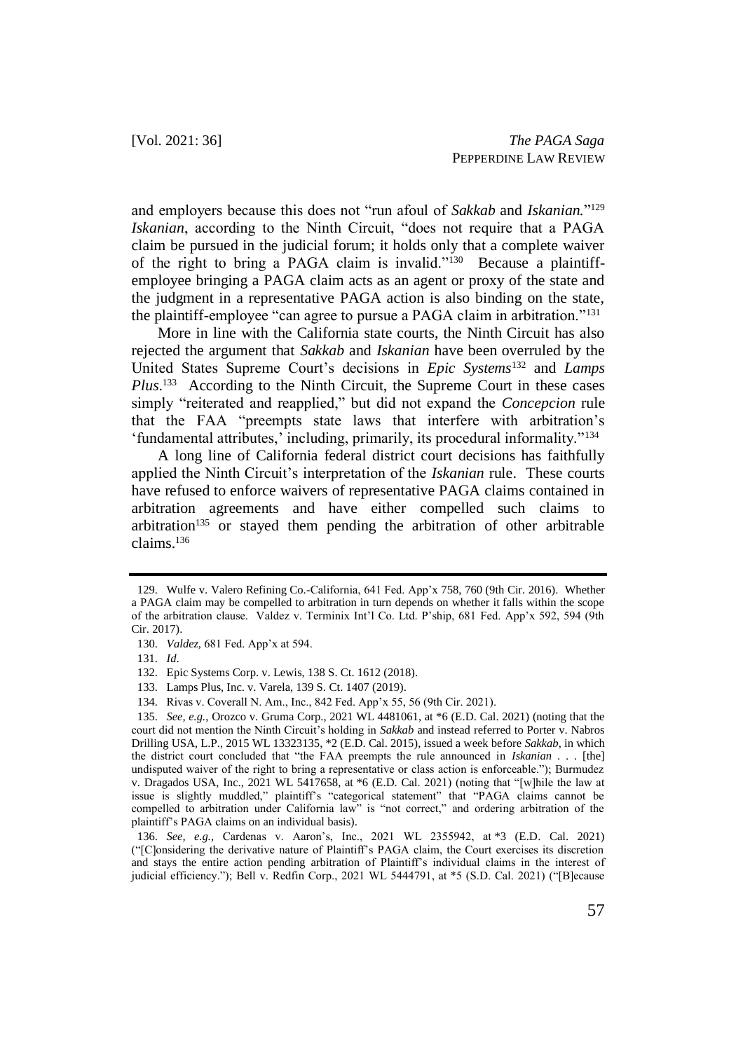and employers because this does not "run afoul of *Sakkab* and *Iskanian.*"[129] *Iskanian*, according to the Ninth Circuit, "does not require that a PAGA claim be pursued in the judicial forum; it holds only that a complete waiver of the right to bring a PAGA claim is invalid."[130] Because a plaintiff-employee bringing a PAGA claim acts as an agent or proxy of the state and the judgment in a representative PAGA action is also binding on the state, the plaintiff-employee "can agree to pursue a PAGA claim in arbitration."[131]

More in line with the California state courts, the Ninth Circuit has also rejected the argument that *Sakkab* and *Iskanian* have been overruled by the United States Supreme Court's decisions in *Epic Systems*[132] and *Lamps Plus*.[133] According to the Ninth Circuit, the Supreme Court in these cases simply "reiterated and reapplied," but did not expand the *Concepcion* rule that the FAA "preempts state laws that interfere with arbitration's 'fundamental attributes,' including, primarily, its procedural informality."[134]

A long line of California federal district court decisions has faithfully applied the Ninth Circuit's interpretation of the *Iskanian* rule. These courts have refused to enforce waivers of representative PAGA claims contained in arbitration agreements and have either compelled such claims to arbitration[135] or stayed them pending the arbitration of other arbitrable claims.[136]

---

129. Wulfe v. Valero Refining Co.-California, 641 Fed. App'x 758, 760 (9th Cir. 2016). Whether a PAGA claim may be compelled to arbitration in turn depends on whether it falls within the scope of the arbitration clause. Valdez v. Terminix Int'l Co. Ltd. P'ship, 681 Fed. App'x 592, 594 (9th Cir. 2017).

130. *Valdez*, 681 Fed. App'x at 594.

131. *Id.*

132. Epic Systems Corp. v. Lewis, 138 S. Ct. 1612 (2018).

133. Lamps Plus, Inc. v. Varela, 139 S. Ct. 1407 (2019).

134. Rivas v. Coverall N. Am., Inc., 842 Fed. App'x 55, 56 (9th Cir. 2021).

135. *See, e.g.*, Orozco v. Gruma Corp., 2021 WL 4481061, at *6 (E.D. Cal. 2021) (noting that the court did not mention the Ninth Circuit's holding in *Sakkab* and instead referred to Porter v. Nabros Drilling USA, L.P., 2015 WL 13323135, *2 (E.D. Cal. 2015), issued a week before *Sakkab*, in which the district court concluded that "the FAA preempts the rule announced in *Iskanian* . . . [the] undisputed waiver of the right to bring a representative or class action is enforceable."); Burmudez v. Dragados USA, Inc., 2021 WL 5417658, at *6 (E.D. Cal. 2021) (noting that "[w]hile the law at issue is slightly muddled," plaintiff's "categorical statement" that "PAGA claims cannot be compelled to arbitration under California law" is "not correct," and ordering arbitration of the plaintiff's PAGA claims on an individual basis).

136. *See, e.g.*, Cardenas v. Aaron's, Inc., 2021 WL 2355942, at *3 (E.D. Cal. 2021) ("[C]onsidering the derivative nature of Plaintiff's PAGA claim, the Court exercises its discretion and stays the entire action pending arbitration of Plaintiff's individual claims in the interest of judicial efficiency."); Bell v. Redfin Corp., 2021 WL 5444791, at *5 (S.D. Cal. 2021) ("[B]ecause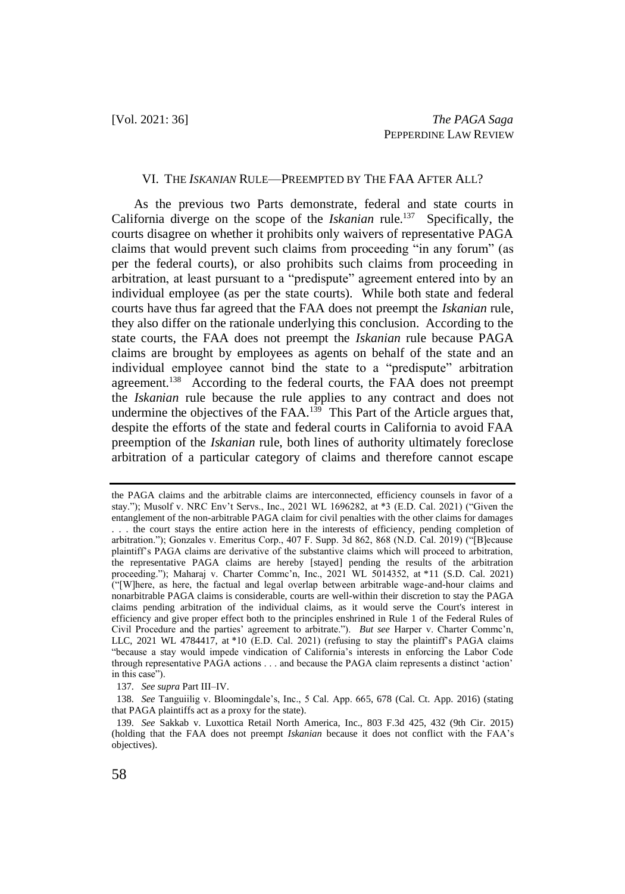## VI. THE *ISKANIAN* RULE—PREEMPTED BY THE FAA AFTER ALL?

As the previous two Parts demonstrate, federal and state courts in California diverge on the scope of the *Iskanian* rule.[137] Specifically, the courts disagree on whether it prohibits only waivers of representative PAGA claims that would prevent such claims from proceeding "in any forum" (as per the federal courts), or also prohibits such claims from proceeding in arbitration, at least pursuant to a "predispute" agreement entered into by an individual employee (as per the state courts). While both state and federal courts have thus far agreed that the FAA does not preempt the *Iskanian* rule, they also differ on the rationale underlying this conclusion. According to the state courts, the FAA does not preempt the *Iskanian* rule because PAGA claims are brought by employees as agents on behalf of the state and an individual employee cannot bind the state to a "predispute" arbitration agreement.[138] According to the federal courts, the FAA does not preempt the *Iskanian* rule because the rule applies to any contract and does not undermine the objectives of the FAA.[139] This Part of the Article argues that, despite the efforts of the state and federal courts in California to avoid FAA preemption of the *Iskanian* rule, both lines of authority ultimately foreclose arbitration of a particular category of claims and therefore cannot escape

---

the PAGA claims and the arbitrable claims are interconnected, efficiency counsels in favor of a stay."); Musolf v. NRC Env't Servs., Inc., 2021 WL 1696282, at *3 (E.D. Cal. 2021) ("Given the entanglement of the non-arbitrable PAGA claim for civil penalties with the other claims for damages . . . the court stays the entire action here in the interests of efficiency, pending completion of arbitration."); Gonzales v. Emeritus Corp., 407 F. Supp. 3d 862, 868 (N.D. Cal. 2019) ("[B]ecause plaintiff's PAGA claims are derivative of the substantive claims which will proceed to arbitration, the representative PAGA claims are hereby [stayed] pending the results of the arbitration proceeding."); Maharaj v. Charter Commc'n, Inc., 2021 WL 5014352, at *11 (S.D. Cal. 2021) ("[W]here, as here, the factual and legal overlap between arbitrable wage-and-hour claims and nonarbitrable PAGA claims is considerable, courts are well-within their discretion to stay the PAGA claims pending arbitration of the individual claims, as it would serve the Court's interest in efficiency and give proper effect both to the principles enshrined in Rule 1 of the Federal Rules of Civil Procedure and the parties' agreement to arbitrate."). *But see* Harper v. Charter Commc'n, LLC, 2021 WL 4784417, at *10 (E.D. Cal. 2021) (refusing to stay the plaintiff's PAGA claims "because a stay would impede vindication of California's interests in enforcing the Labor Code through representative PAGA actions . . . and because the PAGA claim represents a distinct 'action' in this case").

137. *See supra* Part III–IV.

138. *See* Tanguiilig v. Bloomingdale's, Inc., 5 Cal. App. 665, 678 (Cal. Ct. App. 2016) (stating that PAGA plaintiffs act as a proxy for the state).

139. *See* Sakkab v. Luxottica Retail North America, Inc., 803 F.3d 425, 432 (9th Cir. 2015) (holding that the FAA does not preempt *Iskanian* because it does not conflict with the FAA's objectives).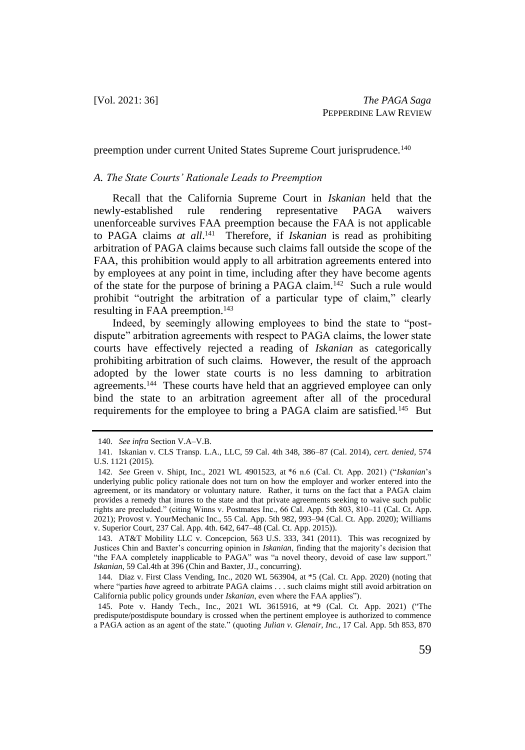preemption under current United States Supreme Court jurisprudence.[140]

### *A. The State Courts' Rationale Leads to Preemption*

Recall that the California Supreme Court in *Iskanian* held that the newly-established rule rendering representative PAGA waivers unenforceable survives FAA preemption because the FAA is not applicable to PAGA claims *at all*.[141] Therefore, if *Iskanian* is read as prohibiting arbitration of PAGA claims because such claims fall outside the scope of the FAA, this prohibition would apply to all arbitration agreements entered into by employees at any point in time, including after they have become agents of the state for the purpose of brining a PAGA claim.[142] Such a rule would prohibit "outright the arbitration of a particular type of claim," clearly resulting in FAA preemption.[143]

Indeed, by seemingly allowing employees to bind the state to "post-dispute" arbitration agreements with respect to PAGA claims, the lower state courts have effectively rejected a reading of *Iskanian* as categorically prohibiting arbitration of such claims. However, the result of the approach adopted by the lower state courts is no less damning to arbitration agreements.[144] These courts have held that an aggrieved employee can only bind the state to an arbitration agreement after all of the procedural requirements for the employee to bring a PAGA claim are satisfied.[145] But

---

140. *See infra* Section V.A–V.B.

141. Iskanian v. CLS Transp. L.A., LLC, 59 Cal. 4th 348, 386–87 (Cal. 2014), *cert. denied*, 574 U.S. 1121 (2015).

142. *See* Green v. Shipt, Inc., 2021 WL 4901523, at *6 n.6 (Cal. Ct. App. 2021) ("*Iskanian*'s underlying public policy rationale does not turn on how the employer and worker entered into the agreement, or its mandatory or voluntary nature. Rather, it turns on the fact that a PAGA claim provides a remedy that inures to the state and that private agreements seeking to waive such public rights are precluded." (citing Winns v. Postmates Inc., 66 Cal. App. 5th 803, 810–11 (Cal. Ct. App. 2021); Provost v. YourMechanic Inc., 55 Cal. App. 5th 982, 993–94 (Cal. Ct. App. 2020); Williams v. Superior Court, 237 Cal. App. 4th. 642, 647–48 (Cal. Ct. App. 2015)).

143. AT&T Mobility LLC v. Concepcion, 563 U.S. 333, 341 (2011). This was recognized by Justices Chin and Baxter's concurring opinion in *Iskanian*, finding that the majority's decision that "the FAA completely inapplicable to PAGA" was "a novel theory, devoid of case law support." *Iskanian*, 59 Cal.4th at 396 (Chin and Baxter, JJ., concurring).

144. Diaz v. First Class Vending, Inc., 2020 WL 563904, at *5 (Cal. Ct. App. 2020) (noting that where "parties *have* agreed to arbitrate PAGA claims . . . such claims might still avoid arbitration on California public policy grounds under *Iskanian*, even where the FAA applies").

145. Pote v. Handy Tech., Inc., 2021 WL 3615916, at *9 (Cal. Ct. App. 2021) ("The predispute/postdispute boundary is crossed when the pertinent employee is authorized to commence a PAGA action as an agent of the state." (quoting *Julian v. Glenair, Inc.*, 17 Cal. App. 5th 853, 870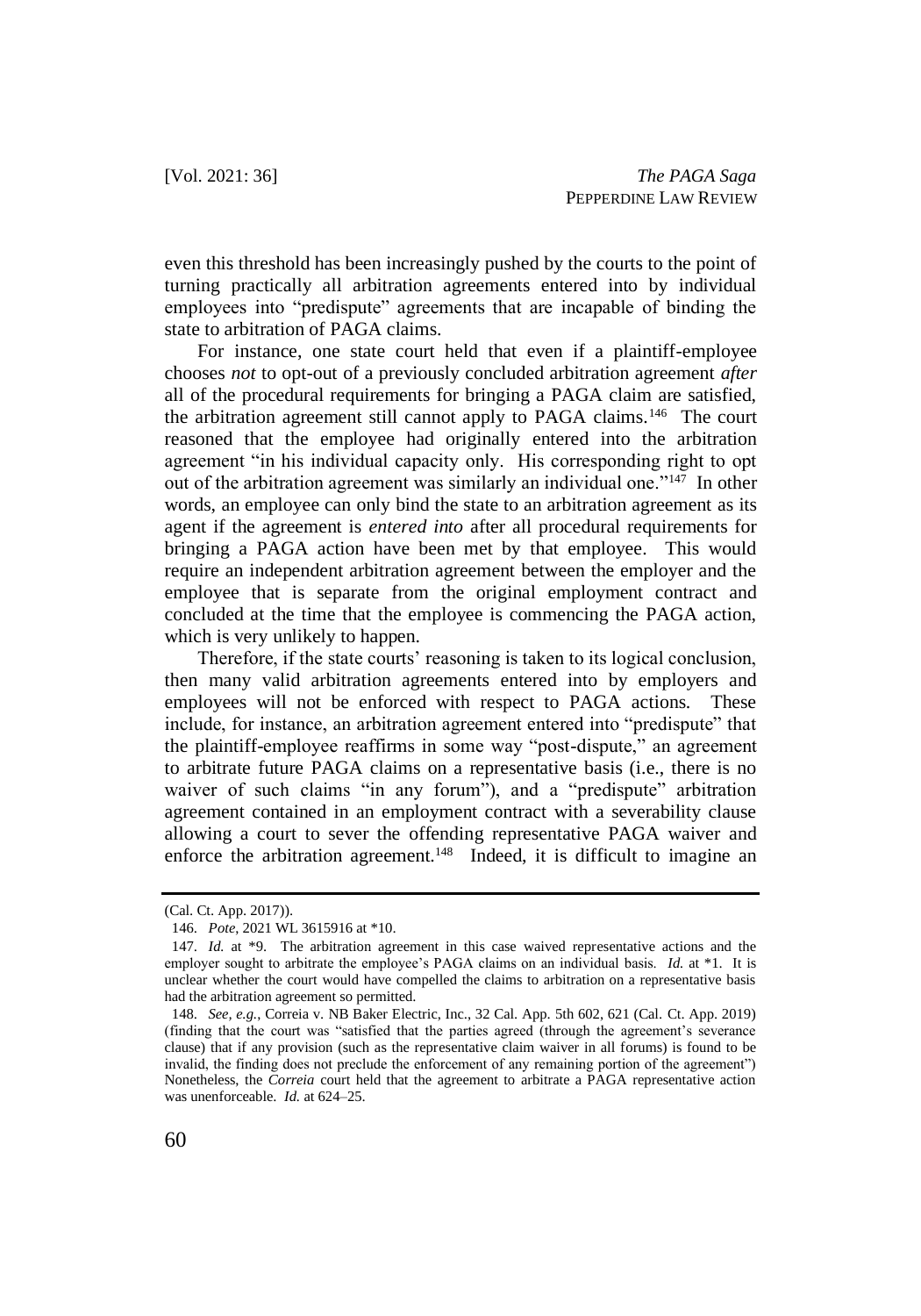even this threshold has been increasingly pushed by the courts to the point of turning practically all arbitration agreements entered into by individual employees into "predispute" agreements that are incapable of binding the state to arbitration of PAGA claims.

For instance, one state court held that even if a plaintiff-employee chooses *not* to opt-out of a previously concluded arbitration agreement *after* all of the procedural requirements for bringing a PAGA claim are satisfied, the arbitration agreement still cannot apply to PAGA claims.[146] The court reasoned that the employee had originally entered into the arbitration agreement "in his individual capacity only. His corresponding right to opt out of the arbitration agreement was similarly an individual one."[147] In other words, an employee can only bind the state to an arbitration agreement as its agent if the agreement is *entered into* after all procedural requirements for bringing a PAGA action have been met by that employee. This would require an independent arbitration agreement between the employer and the employee that is separate from the original employment contract and concluded at the time that the employee is commencing the PAGA action, which is very unlikely to happen.

Therefore, if the state courts' reasoning is taken to its logical conclusion, then many valid arbitration agreements entered into by employers and employees will not be enforced with respect to PAGA actions. These include, for instance, an arbitration agreement entered into "predispute" that the plaintiff-employee reaffirms in some way "post-dispute," an agreement to arbitrate future PAGA claims on a representative basis (i.e., there is no waiver of such claims "in any forum"), and a "predispute" arbitration agreement contained in an employment contract with a severability clause allowing a court to sever the offending representative PAGA waiver and enforce the arbitration agreement.[148] Indeed, it is difficult to imagine an

---

(Cal. Ct. App. 2017)).

146. *Pote*, 2021 WL 3615916 at *10.

147. *Id.* at *9. The arbitration agreement in this case waived representative actions and the employer sought to arbitrate the employee's PAGA claims on an individual basis. *Id.* at *1. It is unclear whether the court would have compelled the claims to arbitration on a representative basis had the arbitration agreement so permitted.

148. *See, e.g.*, Correia v. NB Baker Electric, Inc., 32 Cal. App. 5th 602, 621 (Cal. Ct. App. 2019) (finding that the court was "satisfied that the parties agreed (through the agreement's severance clause) that if any provision (such as the representative claim waiver in all forums) is found to be invalid, the finding does not preclude the enforcement of any remaining portion of the agreement") Nonetheless, the *Correia* court held that the agreement to arbitrate a PAGA representative action was unenforceable. *Id.* at 624–25.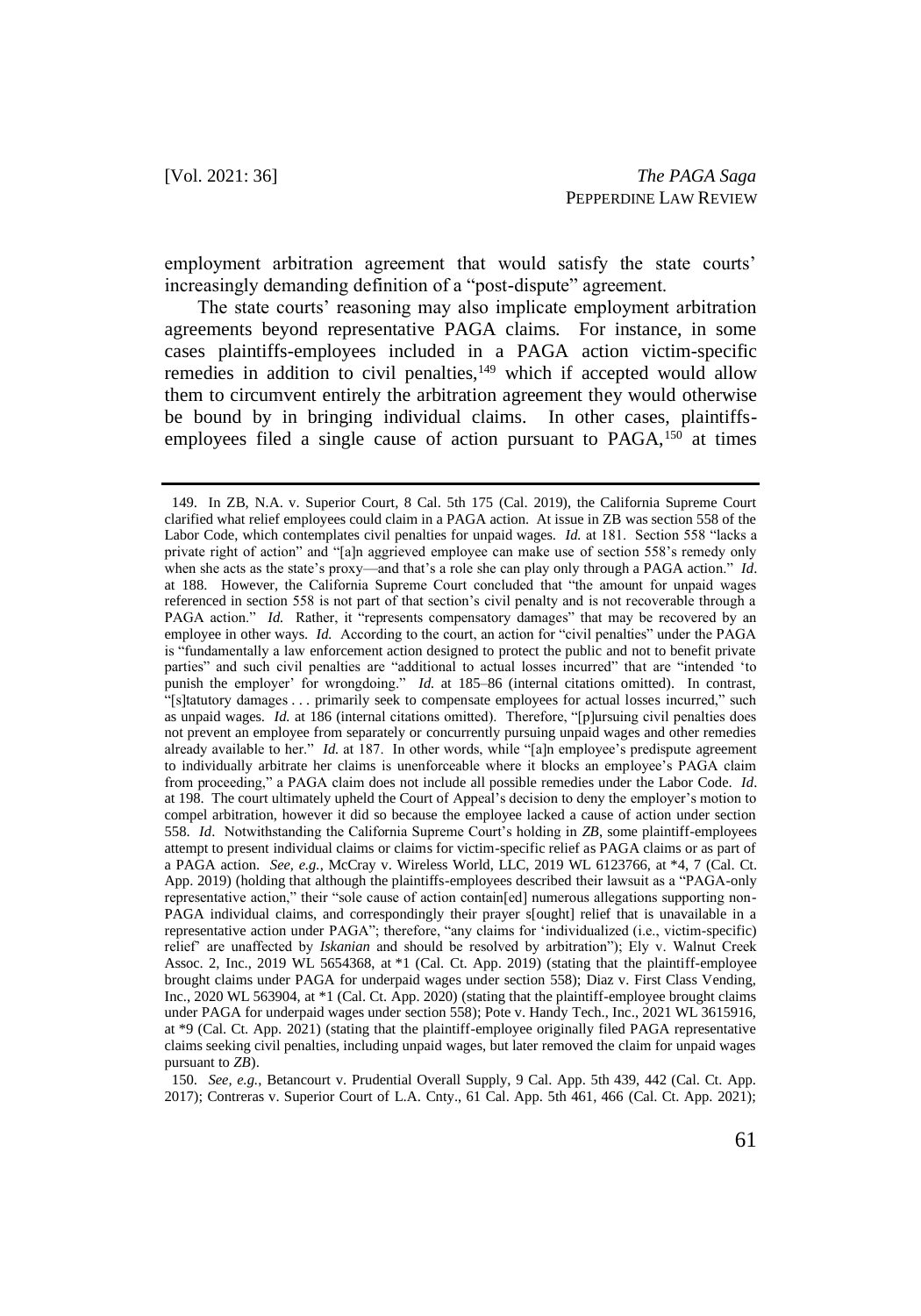employment arbitration agreement that would satisfy the state courts' increasingly demanding definition of a "post-dispute" agreement.

The state courts' reasoning may also implicate employment arbitration agreements beyond representative PAGA claims. For instance, in some cases plaintiffs-employees included in a PAGA action victim-specific remedies in addition to civil penalties,[149] which if accepted would allow them to circumvent entirely the arbitration agreement they would otherwise be bound by in bringing individual claims. In other cases, plaintiffs-employees filed a single cause of action pursuant to PAGA,[150] at times

---

149. In ZB, N.A. v. Superior Court, 8 Cal. 5th 175 (Cal. 2019), the California Supreme Court clarified what relief employees could claim in a PAGA action. At issue in ZB was section 558 of the Labor Code, which contemplates civil penalties for unpaid wages. *Id.* at 181. Section 558 "lacks a private right of action" and "[a]n aggrieved employee can make use of section 558's remedy only when she acts as the state's proxy—and that's a role she can play only through a PAGA action." *Id*. at 188. However, the California Supreme Court concluded that "the amount for unpaid wages referenced in section 558 is not part of that section's civil penalty and is not recoverable through a PAGA action." *Id.* Rather, it "represents compensatory damages" that may be recovered by an employee in other ways. *Id.* According to the court, an action for "civil penalties" under the PAGA is "fundamentally a law enforcement action designed to protect the public and not to benefit private parties" and such civil penalties are "additional to actual losses incurred" that are "intended 'to punish the employer' for wrongdoing." *Id.* at 185–86 (internal citations omitted). In contrast, "[s]tatutory damages . . . primarily seek to compensate employees for actual losses incurred," such as unpaid wages. *Id.* at 186 (internal citations omitted). Therefore, "[p]ursuing civil penalties does not prevent an employee from separately or concurrently pursuing unpaid wages and other remedies already available to her." *Id.* at 187. In other words, while "[a]n employee's predispute agreement to individually arbitrate her claims is unenforceable where it blocks an employee's PAGA claim from proceeding," a PAGA claim does not include all possible remedies under the Labor Code. *Id*. at 198. The court ultimately upheld the Court of Appeal's decision to deny the employer's motion to compel arbitration, however it did so because the employee lacked a cause of action under section 558. *Id*. Notwithstanding the California Supreme Court's holding in *ZB*, some plaintiff-employees attempt to present individual claims or claims for victim-specific relief as PAGA claims or as part of a PAGA action. *See, e.g.*, McCray v. Wireless World, LLC, 2019 WL 6123766, at \*4, 7 (Cal. Ct. App. 2019) (holding that although the plaintiffs-employees described their lawsuit as a "PAGA-only representative action," their "sole cause of action contain[ed] numerous allegations supporting non-PAGA individual claims, and correspondingly their prayer s[ought] relief that is unavailable in a representative action under PAGA"; therefore, "any claims for 'individualized (i.e., victim-specific) relief' are unaffected by *Iskanian* and should be resolved by arbitration"); Ely v. Walnut Creek Assoc. 2, Inc., 2019 WL 5654368, at \*1 (Cal. Ct. App. 2019) (stating that the plaintiff-employee brought claims under PAGA for underpaid wages under section 558); Diaz v. First Class Vending, Inc., 2020 WL 563904, at \*1 (Cal. Ct. App. 2020) (stating that the plaintiff-employee brought claims under PAGA for underpaid wages under section 558); Pote v. Handy Tech., Inc., 2021 WL 3615916, at \*9 (Cal. Ct. App. 2021) (stating that the plaintiff-employee originally filed PAGA representative claims seeking civil penalties, including unpaid wages, but later removed the claim for unpaid wages pursuant to *ZB*).

150. *See, e.g.*, Betancourt v. Prudential Overall Supply, 9 Cal. App. 5th 439, 442 (Cal. Ct. App. 2017); Contreras v. Superior Court of L.A. Cnty., 61 Cal. App. 5th 461, 466 (Cal. Ct. App. 2021);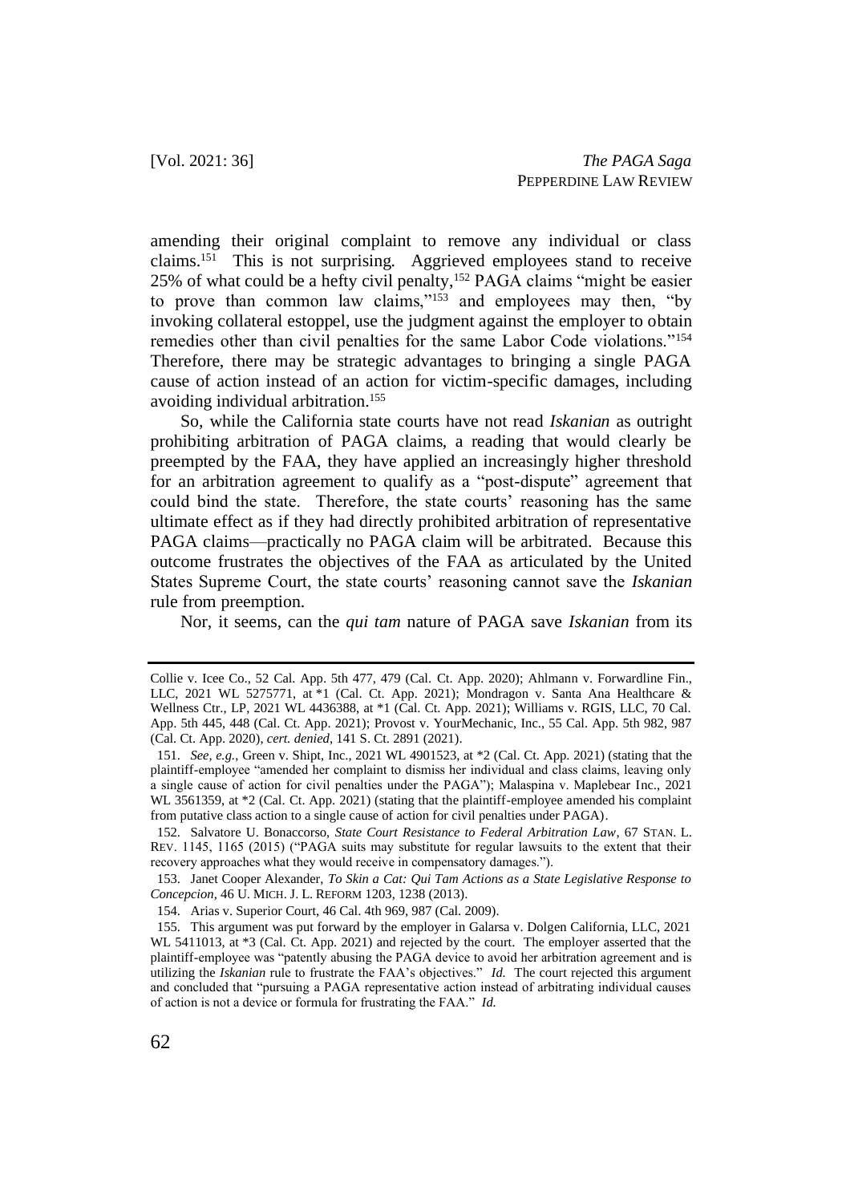amending their original complaint to remove any individual or class claims.[151] This is not surprising. Aggrieved employees stand to receive 25% of what could be a hefty civil penalty,[152] PAGA claims "might be easier to prove than common law claims,"[153] and employees may then, "by invoking collateral estoppel, use the judgment against the employer to obtain remedies other than civil penalties for the same Labor Code violations."[154] Therefore, there may be strategic advantages to bringing a single PAGA cause of action instead of an action for victim-specific damages, including avoiding individual arbitration.[155]

So, while the California state courts have not read *Iskanian* as outright prohibiting arbitration of PAGA claims, a reading that would clearly be preempted by the FAA, they have applied an increasingly higher threshold for an arbitration agreement to qualify as a "post-dispute" agreement that could bind the state. Therefore, the state courts' reasoning has the same ultimate effect as if they had directly prohibited arbitration of representative PAGA claims—practically no PAGA claim will be arbitrated. Because this outcome frustrates the objectives of the FAA as articulated by the United States Supreme Court, the state courts' reasoning cannot save the *Iskanian* rule from preemption.

Nor, it seems, can the *qui tam* nature of PAGA save *Iskanian* from its

---

Collie v. Icee Co., 52 Cal. App. 5th 477, 479 (Cal. Ct. App. 2020); Ahlmann v. Forwardline Fin., LLC, 2021 WL 5275771, at *1 (Cal. Ct. App. 2021); Mondragon v. Santa Ana Healthcare & Wellness Ctr., LP, 2021 WL 4436388, at *1 (Cal. Ct. App. 2021); Williams v. RGIS, LLC, 70 Cal. App. 5th 445, 448 (Cal. Ct. App. 2021); Provost v. YourMechanic, Inc., 55 Cal. App. 5th 982, 987 (Cal. Ct. App. 2020), *cert. denied*, 141 S. Ct. 2891 (2021).

151. *See, e.g.*, Green v. Shipt, Inc., 2021 WL 4901523, at *2 (Cal. Ct. App. 2021) (stating that the plaintiff-employee "amended her complaint to dismiss her individual and class claims, leaving only a single cause of action for civil penalties under the PAGA"); Malaspina v. Maplebear Inc., 2021 WL 3561359, at *2 (Cal. Ct. App. 2021) (stating that the plaintiff-employee amended his complaint from putative class action to a single cause of action for civil penalties under PAGA).

152. Salvatore U. Bonaccorso, *State Court Resistance to Federal Arbitration Law*, 67 STAN. L. REV. 1145, 1165 (2015) ("PAGA suits may substitute for regular lawsuits to the extent that their recovery approaches what they would receive in compensatory damages.").

153. Janet Cooper Alexander, *To Skin a Cat: Qui Tam Actions as a State Legislative Response to Concepcion*, 46 U. MICH. J. L. REFORM 1203, 1238 (2013).

154. Arias v. Superior Court, 46 Cal. 4th 969, 987 (Cal. 2009).

155. This argument was put forward by the employer in Galarsa v. Dolgen California, LLC, 2021 WL 5411013, at *3 (Cal. Ct. App. 2021) and rejected by the court. The employer asserted that the plaintiff-employee was "patently abusing the PAGA device to avoid her arbitration agreement and is utilizing the *Iskanian* rule to frustrate the FAA's objectives." *Id.* The court rejected this argument and concluded that "pursuing a PAGA representative action instead of arbitrating individual causes of action is not a device or formula for frustrating the FAA." *Id.*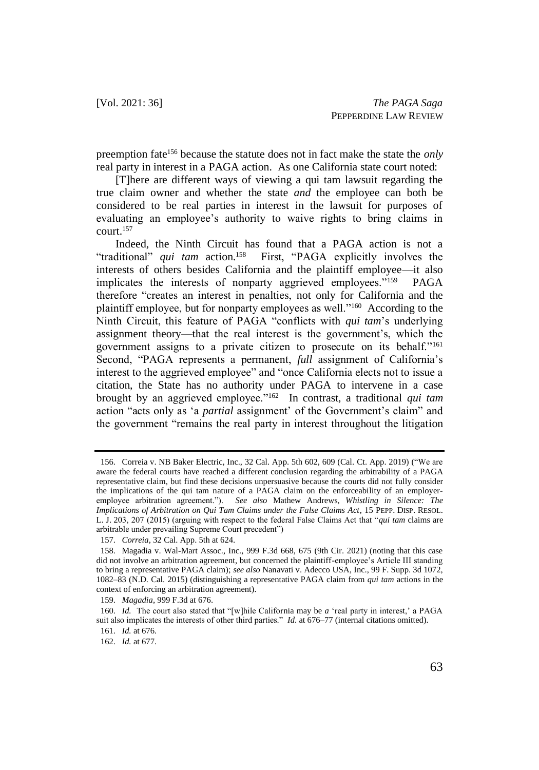preemption fate[156] because the statute does not in fact make the state the *only* real party in interest in a PAGA action. As one California state court noted:

> [T]here are different ways of viewing a qui tam lawsuit regarding the true claim owner and whether the state *and* the employee can both be considered to be real parties in interest in the lawsuit for purposes of evaluating an employee's authority to waive rights to bring claims in court.[157]

Indeed, the Ninth Circuit has found that a PAGA action is not a "traditional" *qui tam* action.[158] First, "PAGA explicitly involves the interests of others besides California and the plaintiff employee—it also implicates the interests of nonparty aggrieved employees."[159] PAGA therefore "creates an interest in penalties, not only for California and the plaintiff employee, but for nonparty employees as well."[160] According to the Ninth Circuit, this feature of PAGA "conflicts with *qui tam*'s underlying assignment theory—that the real interest is the government's, which the government assigns to a private citizen to prosecute on its behalf."[161] Second, "PAGA represents a permanent, *full* assignment of California's interest to the aggrieved employee" and "once California elects not to issue a citation, the State has no authority under PAGA to intervene in a case brought by an aggrieved employee."[162] In contrast, a traditional *qui tam* action "acts only as 'a *partial* assignment' of the Government's claim" and the government "remains the real party in interest throughout the litigation

---

156. Correia v. NB Baker Electric, Inc., 32 Cal. App. 5th 602, 609 (Cal. Ct. App. 2019) ("We are aware the federal courts have reached a different conclusion regarding the arbitrability of a PAGA representative claim, but find these decisions unpersuasive because the courts did not fully consider the implications of the qui tam nature of a PAGA claim on the enforceability of an employer-employee arbitration agreement."). *See also* Mathew Andrews, *Whistling in Silence: The Implications of Arbitration on Qui Tam Claims under the False Claims Act*, 15 PEPP. DISP. RESOL. L. J. 203, 207 (2015) (arguing with respect to the federal False Claims Act that "*qui tam* claims are arbitrable under prevailing Supreme Court precedent")

157. *Correia*, 32 Cal. App. 5th at 624.

158. Magadia v. Wal-Mart Assoc., Inc., 999 F.3d 668, 675 (9th Cir. 2021) (noting that this case did not involve an arbitration agreement, but concerned the plaintiff-employee's Article III standing to bring a representative PAGA claim); *see also* Nanavati v. Adecco USA, Inc., 99 F. Supp. 3d 1072, 1082–83 (N.D. Cal. 2015) (distinguishing a representative PAGA claim from *qui tam* actions in the context of enforcing an arbitration agreement).

159. *Magadia*, 999 F.3d at 676.

160. *Id.* The court also stated that "[w]hile California may be *a* 'real party in interest,' a PAGA suit also implicates the interests of other third parties." *Id.* at 676–77 (internal citations omitted).

161. *Id.* at 676.

162. *Id.* at 677.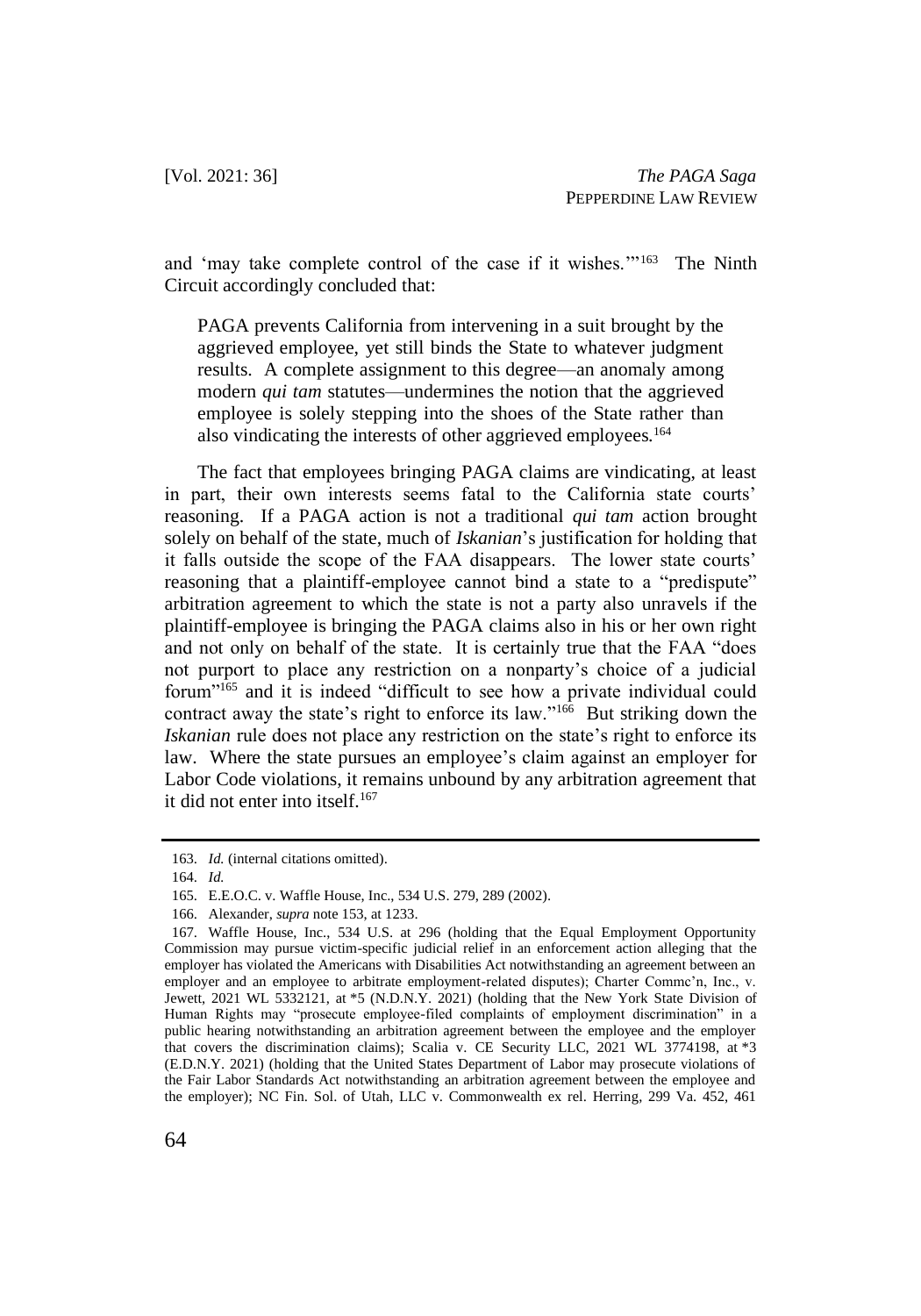and 'may take complete control of the case if it wishes.'"[163] The Ninth Circuit accordingly concluded that:

> PAGA prevents California from intervening in a suit brought by the aggrieved employee, yet still binds the State to whatever judgment results. A complete assignment to this degree—an anomaly among modern *qui tam* statutes—undermines the notion that the aggrieved employee is solely stepping into the shoes of the State rather than also vindicating the interests of other aggrieved employees.[164]

The fact that employees bringing PAGA claims are vindicating, at least in part, their own interests seems fatal to the California state courts' reasoning. If a PAGA action is not a traditional *qui tam* action brought solely on behalf of the state, much of *Iskanian*'s justification for holding that it falls outside the scope of the FAA disappears. The lower state courts' reasoning that a plaintiff-employee cannot bind a state to a "predispute" arbitration agreement to which the state is not a party also unravels if the plaintiff-employee is bringing the PAGA claims also in his or her own right and not only on behalf of the state. It is certainly true that the FAA "does not purport to place any restriction on a nonparty's choice of a judicial forum"[165] and it is indeed "difficult to see how a private individual could contract away the state's right to enforce its law."[166] But striking down the *Iskanian* rule does not place any restriction on the state's right to enforce its law. Where the state pursues an employee's claim against an employer for Labor Code violations, it remains unbound by any arbitration agreement that it did not enter into itself.[167]

---

163. *Id.* (internal citations omitted).

164. *Id.*

165. E.E.O.C. v. Waffle House, Inc., 534 U.S. 279, 289 (2002).

166. Alexander, *supra* note 153, at 1233.

167. Waffle House, Inc., 534 U.S. at 296 (holding that the Equal Employment Opportunity Commission may pursue victim-specific judicial relief in an enforcement action alleging that the employer has violated the Americans with Disabilities Act notwithstanding an agreement between an employer and an employee to arbitrate employment-related disputes); Charter Commc'n, Inc., v. Jewett, 2021 WL 5332121, at *5 (N.D.N.Y. 2021) (holding that the New York State Division of Human Rights may "prosecute employee-filed complaints of employment discrimination" in a public hearing notwithstanding an arbitration agreement between the employee and the employer that covers the discrimination claims); Scalia v. CE Security LLC, 2021 WL 3774198, at *3 (E.D.N.Y. 2021) (holding that the United States Department of Labor may prosecute violations of the Fair Labor Standards Act notwithstanding an arbitration agreement between the employee and the employer); NC Fin. Sol. of Utah, LLC v. Commonwealth ex rel. Herring, 299 Va. 452, 461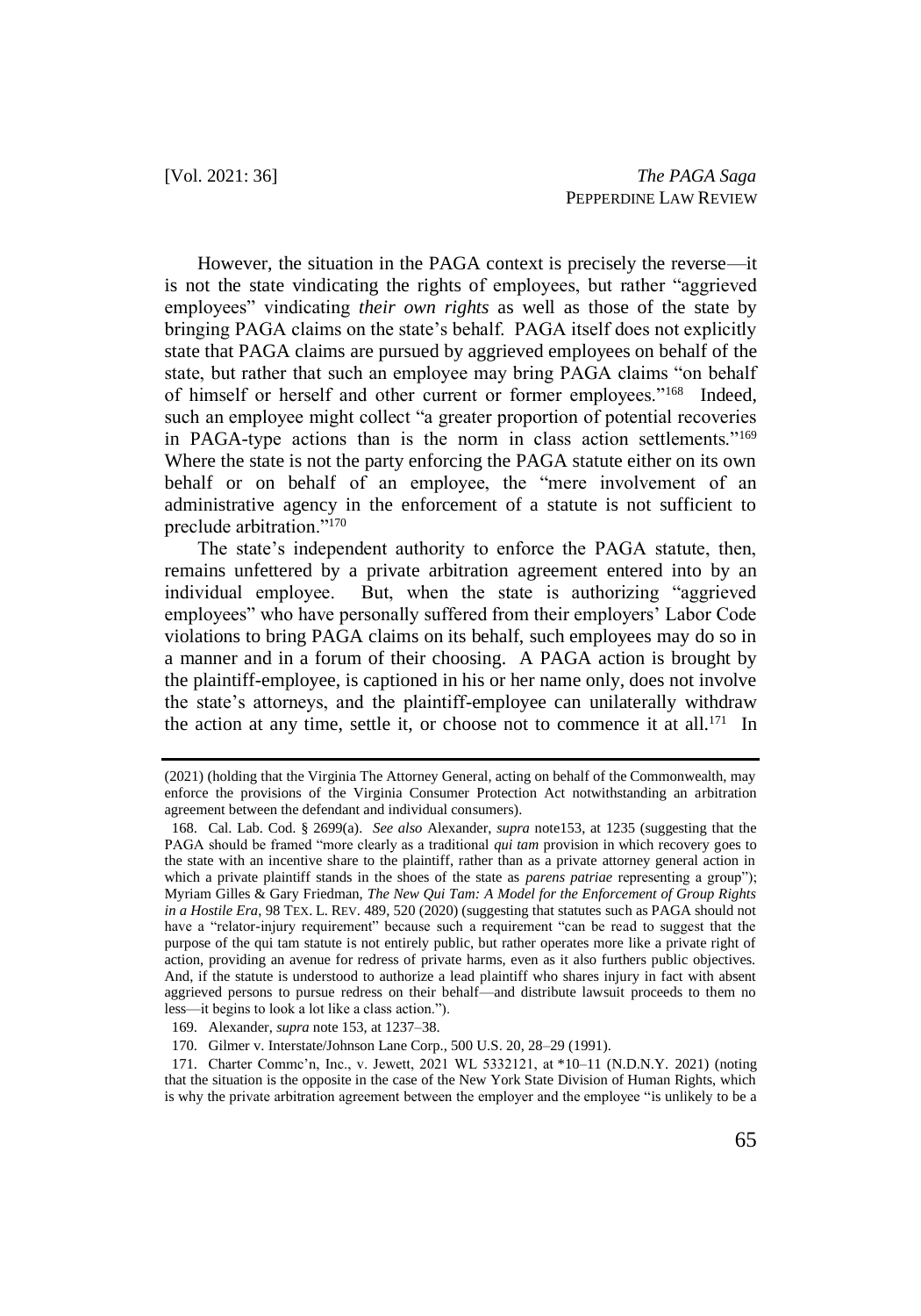However, the situation in the PAGA context is precisely the reverse—it is not the state vindicating the rights of employees, but rather "aggrieved employees" vindicating *their own rights* as well as those of the state by bringing PAGA claims on the state's behalf. PAGA itself does not explicitly state that PAGA claims are pursued by aggrieved employees on behalf of the state, but rather that such an employee may bring PAGA claims "on behalf of himself or herself and other current or former employees."[168] Indeed, such an employee might collect "a greater proportion of potential recoveries in PAGA-type actions than is the norm in class action settlements."[169] Where the state is not the party enforcing the PAGA statute either on its own behalf or on behalf of an employee, the "mere involvement of an administrative agency in the enforcement of a statute is not sufficient to preclude arbitration."[170]

The state's independent authority to enforce the PAGA statute, then, remains unfettered by a private arbitration agreement entered into by an individual employee. But, when the state is authorizing "aggrieved employees" who have personally suffered from their employers' Labor Code violations to bring PAGA claims on its behalf, such employees may do so in a manner and in a forum of their choosing. A PAGA action is brought by the plaintiff-employee, is captioned in his or her name only, does not involve the state's attorneys, and the plaintiff-employee can unilaterally withdraw the action at any time, settle it, or choose not to commence it at all.[171] In

---

(2021) (holding that the Virginia The Attorney General, acting on behalf of the Commonwealth, may enforce the provisions of the Virginia Consumer Protection Act notwithstanding an arbitration agreement between the defendant and individual consumers).

168. Cal. Lab. Cod. § 2699(a). *See also* Alexander, *supra* note153, at 1235 (suggesting that the PAGA should be framed "more clearly as a traditional *qui tam* provision in which recovery goes to the state with an incentive share to the plaintiff, rather than as a private attorney general action in which a private plaintiff stands in the shoes of the state as *parens patriae* representing a group"); Myriam Gilles & Gary Friedman, *The New Qui Tam: A Model for the Enforcement of Group Rights in a Hostile Era*, 98 TEX. L. REV. 489, 520 (2020) (suggesting that statutes such as PAGA should not have a "relator-injury requirement" because such a requirement "can be read to suggest that the purpose of the qui tam statute is not entirely public, but rather operates more like a private right of action, providing an avenue for redress of private harms, even as it also furthers public objectives. And, if the statute is understood to authorize a lead plaintiff who shares injury in fact with absent aggrieved persons to pursue redress on their behalf—and distribute lawsuit proceeds to them no less—it begins to look a lot like a class action.").

169. Alexander, *supra* note 153, at 1237–38.

170. Gilmer v. Interstate/Johnson Lane Corp., 500 U.S. 20, 28–29 (1991).

171. Charter Commc'n, Inc., v. Jewett, 2021 WL 5332121, at *10–11 (N.D.N.Y. 2021) (noting that the situation is the opposite in the case of the New York State Division of Human Rights, which is why the private arbitration agreement between the employer and the employee "is unlikely to be a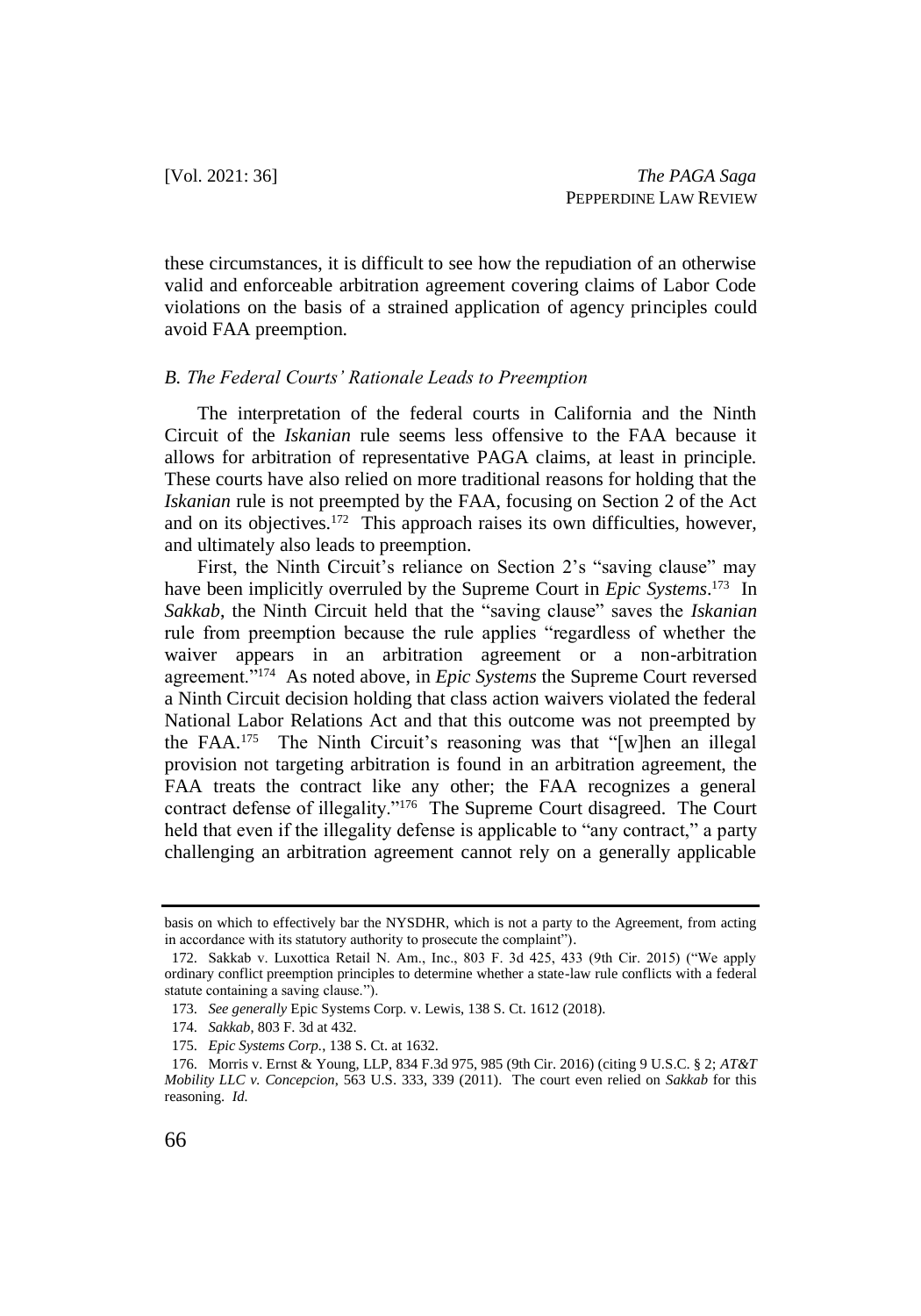these circumstances, it is difficult to see how the repudiation of an otherwise valid and enforceable arbitration agreement covering claims of Labor Code violations on the basis of a strained application of agency principles could avoid FAA preemption.

### *B. The Federal Courts' Rationale Leads to Preemption*

The interpretation of the federal courts in California and the Ninth Circuit of the *Iskanian* rule seems less offensive to the FAA because it allows for arbitration of representative PAGA claims, at least in principle. These courts have also relied on more traditional reasons for holding that the *Iskanian* rule is not preempted by the FAA, focusing on Section 2 of the Act and on its objectives.[172] This approach raises its own difficulties, however, and ultimately also leads to preemption.

First, the Ninth Circuit's reliance on Section 2's "saving clause" may have been implicitly overruled by the Supreme Court in *Epic Systems*.[173] In *Sakkab*, the Ninth Circuit held that the "saving clause" saves the *Iskanian* rule from preemption because the rule applies "regardless of whether the waiver appears in an arbitration agreement or a non-arbitration agreement."[174] As noted above, in *Epic Systems* the Supreme Court reversed a Ninth Circuit decision holding that class action waivers violated the federal National Labor Relations Act and that this outcome was not preempted by the FAA.[175] The Ninth Circuit's reasoning was that "[w]hen an illegal provision not targeting arbitration is found in an arbitration agreement, the FAA treats the contract like any other; the FAA recognizes a general contract defense of illegality."[176] The Supreme Court disagreed. The Court held that even if the illegality defense is applicable to "any contract," a party challenging an arbitration agreement cannot rely on a generally applicable

---

basis on which to effectively bar the NYSDHR, which is not a party to the Agreement, from acting in accordance with its statutory authority to prosecute the complaint").

172. Sakkab v. Luxottica Retail N. Am., Inc., 803 F. 3d 425, 433 (9th Cir. 2015) ("We apply ordinary conflict preemption principles to determine whether a state-law rule conflicts with a federal statute containing a saving clause.").

173. *See generally* Epic Systems Corp. v. Lewis, 138 S. Ct. 1612 (2018).

174. *Sakkab*, 803 F. 3d at 432.

175. *Epic Systems Corp.*, 138 S. Ct. at 1632.

176. Morris v. Ernst & Young, LLP, 834 F.3d 975, 985 (9th Cir. 2016) (citing 9 U.S.C. § 2; *AT&T Mobility LLC v. Concepcion*, 563 U.S. 333, 339 (2011). The court even relied on *Sakkab* for this reasoning. *Id.*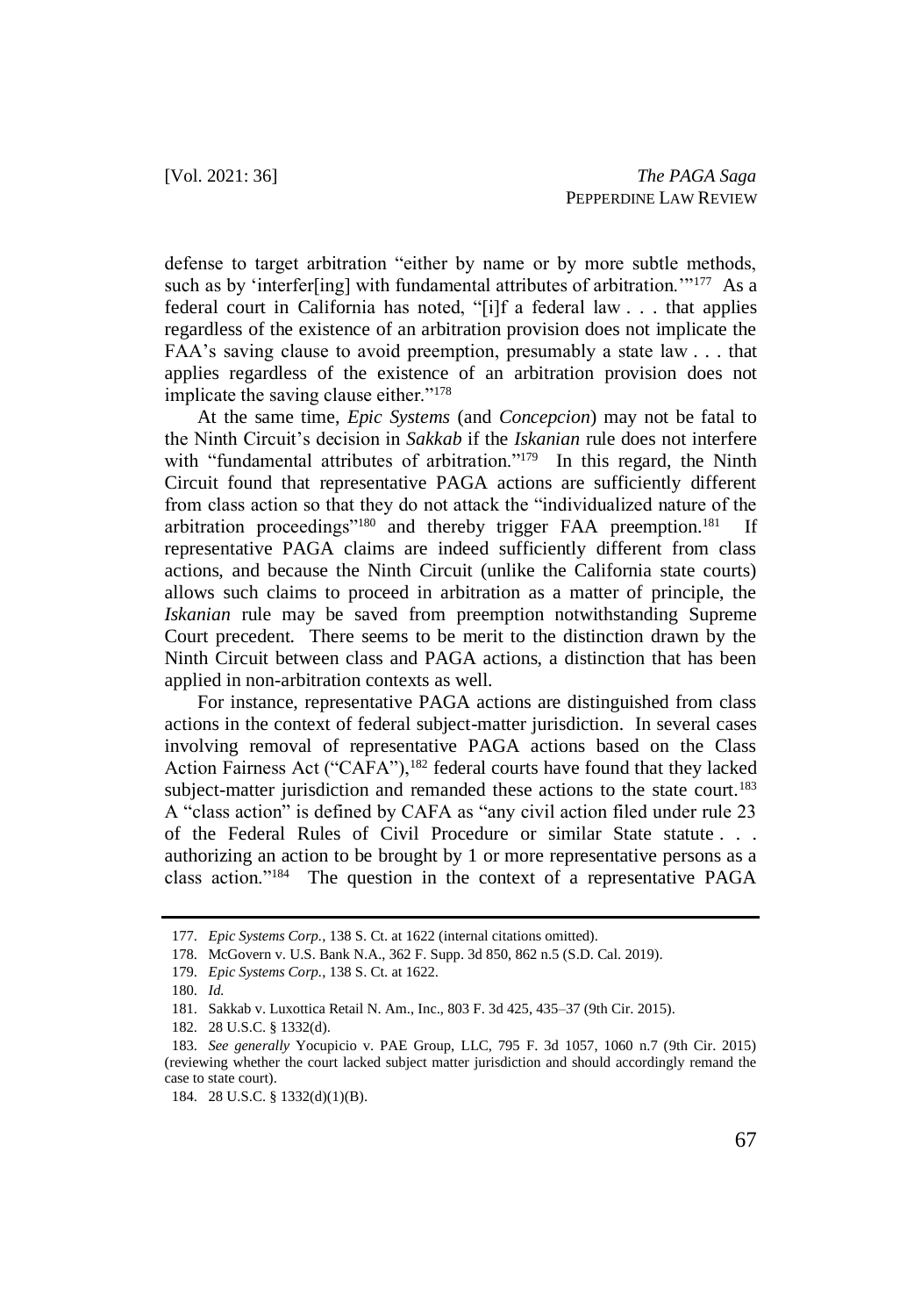defense to target arbitration "either by name or by more subtle methods, such as by 'interfer[ing] with fundamental attributes of arbitration.'"[177] As a federal court in California has noted, "[i]f a federal law . . . that applies regardless of the existence of an arbitration provision does not implicate the FAA's saving clause to avoid preemption, presumably a state law . . . that applies regardless of the existence of an arbitration provision does not implicate the saving clause either."[178]

At the same time, *Epic Systems* (and *Concepcion*) may not be fatal to the Ninth Circuit's decision in *Sakkab* if the *Iskanian* rule does not interfere with "fundamental attributes of arbitration."[179] In this regard, the Ninth Circuit found that representative PAGA actions are sufficiently different from class action so that they do not attack the "individualized nature of the arbitration proceedings"[180] and thereby trigger FAA preemption.[181] If representative PAGA claims are indeed sufficiently different from class actions, and because the Ninth Circuit (unlike the California state courts) allows such claims to proceed in arbitration as a matter of principle, the *Iskanian* rule may be saved from preemption notwithstanding Supreme Court precedent. There seems to be merit to the distinction drawn by the Ninth Circuit between class and PAGA actions, a distinction that has been applied in non-arbitration contexts as well.

For instance, representative PAGA actions are distinguished from class actions in the context of federal subject-matter jurisdiction. In several cases involving removal of representative PAGA actions based on the Class Action Fairness Act ("CAFA"),[182] federal courts have found that they lacked subject-matter jurisdiction and remanded these actions to the state court.[183] A "class action" is defined by CAFA as "any civil action filed under rule 23 of the Federal Rules of Civil Procedure or similar State statute . . . authorizing an action to be brought by 1 or more representative persons as a class action."[184] The question in the context of a representative PAGA

---

177. *Epic Systems Corp.*, 138 S. Ct. at 1622 (internal citations omitted).

178. McGovern v. U.S. Bank N.A., 362 F. Supp. 3d 850, 862 n.5 (S.D. Cal. 2019).

179. *Epic Systems Corp.*, 138 S. Ct. at 1622.

180. *Id.*

181. Sakkab v. Luxottica Retail N. Am., Inc., 803 F. 3d 425, 435–37 (9th Cir. 2015).

182. 28 U.S.C. § 1332(d).

183. *See generally* Yocupicio v. PAE Group, LLC, 795 F. 3d 1057, 1060 n.7 (9th Cir. 2015) (reviewing whether the court lacked subject matter jurisdiction and should accordingly remand the case to state court).

184. 28 U.S.C. § 1332(d)(1)(B).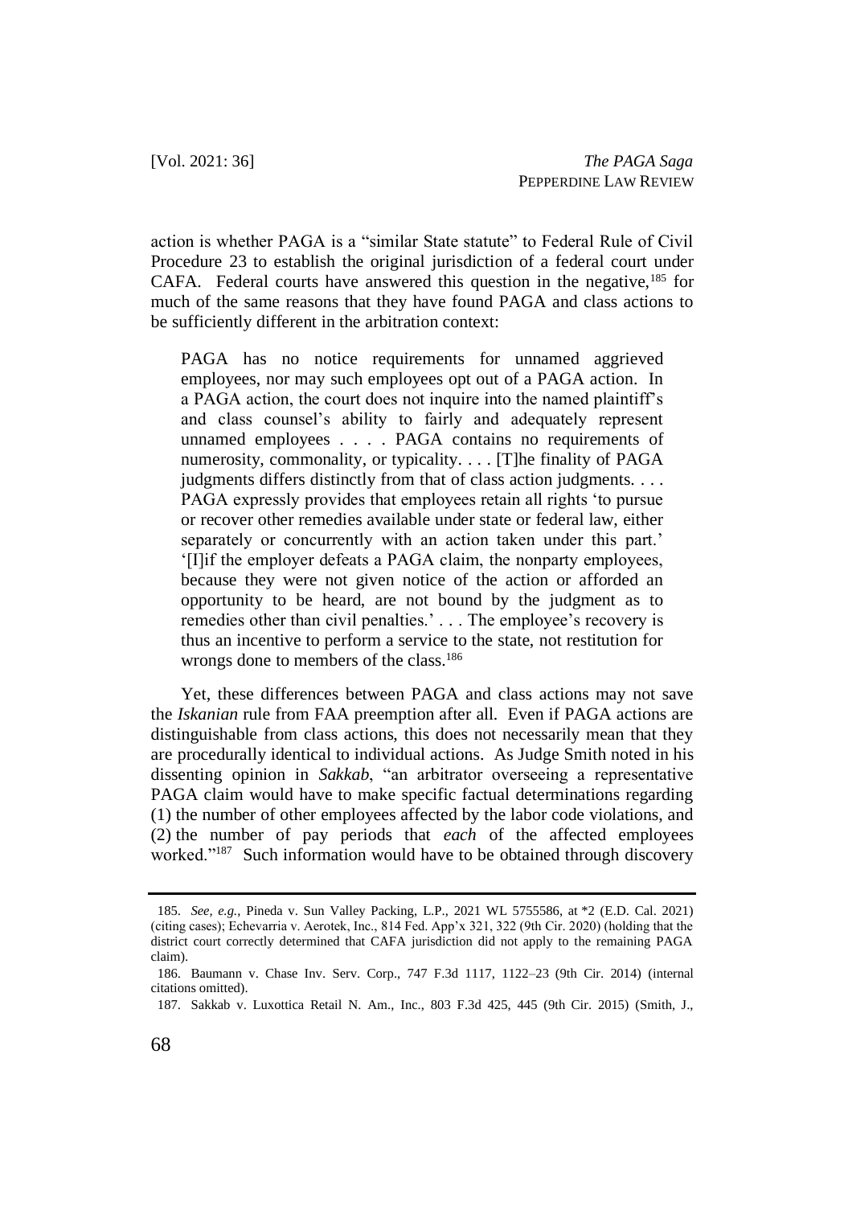action is whether PAGA is a "similar State statute" to Federal Rule of Civil Procedure 23 to establish the original jurisdiction of a federal court under CAFA. Federal courts have answered this question in the negative,[185] for much of the same reasons that they have found PAGA and class actions to be sufficiently different in the arbitration context:

> PAGA has no notice requirements for unnamed aggrieved employees, nor may such employees opt out of a PAGA action. In a PAGA action, the court does not inquire into the named plaintiff's and class counsel's ability to fairly and adequately represent unnamed employees . . . . PAGA contains no requirements of numerosity, commonality, or typicality. . . . [T]he finality of PAGA judgments differs distinctly from that of class action judgments. . . . PAGA expressly provides that employees retain all rights 'to pursue or recover other remedies available under state or federal law, either separately or concurrently with an action taken under this part.' '[I]f the employer defeats a PAGA claim, the nonparty employees, because they were not given notice of the action or afforded an opportunity to be heard, are not bound by the judgment as to remedies other than civil penalties.' . . . The employee's recovery is thus an incentive to perform a service to the state, not restitution for wrongs done to members of the class.[186]

Yet, these differences between PAGA and class actions may not save the *Iskanian* rule from FAA preemption after all. Even if PAGA actions are distinguishable from class actions, this does not necessarily mean that they are procedurally identical to individual actions. As Judge Smith noted in his dissenting opinion in *Sakkab*, "an arbitrator overseeing a representative PAGA claim would have to make specific factual determinations regarding (1) the number of other employees affected by the labor code violations, and (2) the number of pay periods that *each* of the affected employees worked."[187] Such information would have to be obtained through discovery

---

185. *See, e.g.*, Pineda v. Sun Valley Packing, L.P., 2021 WL 5755586, at *2 (E.D. Cal. 2021) (citing cases); Echevarria v. Aerotek, Inc., 814 Fed. App'x 321, 322 (9th Cir. 2020) (holding that the district court correctly determined that CAFA jurisdiction did not apply to the remaining PAGA claim).

186. Baumann v. Chase Inv. Serv. Corp., 747 F.3d 1117, 1122–23 (9th Cir. 2014) (internal citations omitted).

187. Sakkab v. Luxottica Retail N. Am., Inc., 803 F.3d 425, 445 (9th Cir. 2015) (Smith, J.,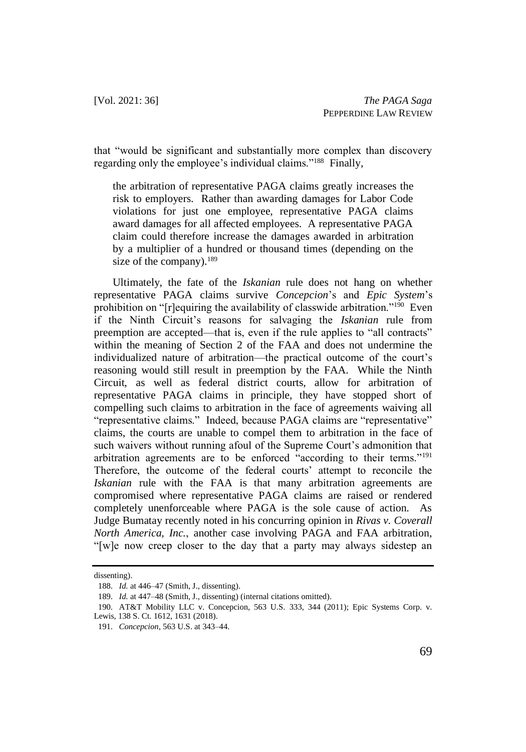that "would be significant and substantially more complex than discovery regarding only the employee's individual claims."[188] Finally,

> the arbitration of representative PAGA claims greatly increases the risk to employers. Rather than awarding damages for Labor Code violations for just one employee, representative PAGA claims award damages for all affected employees. A representative PAGA claim could therefore increase the damages awarded in arbitration by a multiplier of a hundred or thousand times (depending on the size of the company).[189]

Ultimately, the fate of the *Iskanian* rule does not hang on whether representative PAGA claims survive *Concepcion*'s and *Epic System*'s prohibition on "[r]equiring the availability of classwide arbitration."[190] Even if the Ninth Circuit's reasons for salvaging the *Iskanian* rule from preemption are accepted—that is, even if the rule applies to "all contracts" within the meaning of Section 2 of the FAA and does not undermine the individualized nature of arbitration—the practical outcome of the court's reasoning would still result in preemption by the FAA. While the Ninth Circuit, as well as federal district courts, allow for arbitration of representative PAGA claims in principle, they have stopped short of compelling such claims to arbitration in the face of agreements waiving all "representative claims." Indeed, because PAGA claims are "representative" claims, the courts are unable to compel them to arbitration in the face of such waivers without running afoul of the Supreme Court's admonition that arbitration agreements are to be enforced "according to their terms."[191] Therefore, the outcome of the federal courts' attempt to reconcile the *Iskanian* rule with the FAA is that many arbitration agreements are compromised where representative PAGA claims are raised or rendered completely unenforceable where PAGA is the sole cause of action. As Judge Bumatay recently noted in his concurring opinion in *Rivas v. Coverall North America, Inc.*, another case involving PAGA and FAA arbitration, "[w]e now creep closer to the day that a party may always sidestep an

---

dissenting).

188. *Id.* at 446–47 (Smith, J., dissenting).

189. *Id.* at 447–48 (Smith, J., dissenting) (internal citations omitted).

190. AT&T Mobility LLC v. Concepcion, 563 U.S. 333, 344 (2011); Epic Systems Corp. v. Lewis, 138 S. Ct. 1612, 1631 (2018).

191. *Concepcion*, 563 U.S. at 343–44.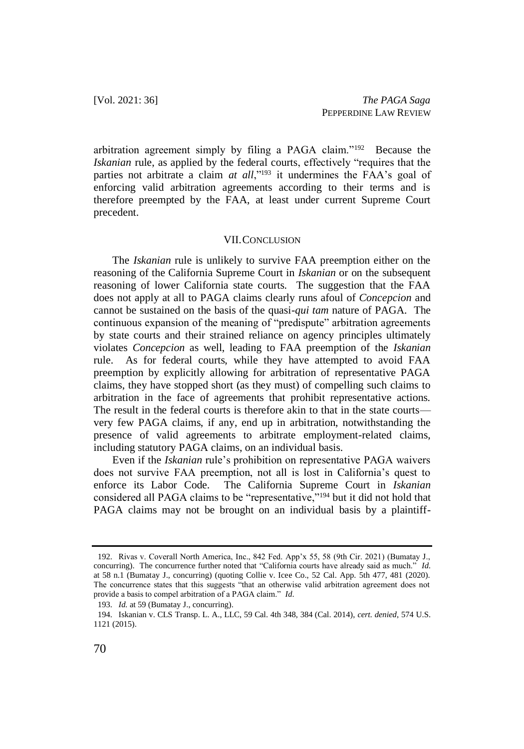arbitration agreement simply by filing a PAGA claim."[192] Because the *Iskanian* rule, as applied by the federal courts, effectively "requires that the parties not arbitrate a claim *at all*,"[193] it undermines the FAA's goal of enforcing valid arbitration agreements according to their terms and is therefore preempted by the FAA, at least under current Supreme Court precedent.

## VII. CONCLUSION

The *Iskanian* rule is unlikely to survive FAA preemption either on the reasoning of the California Supreme Court in *Iskanian* or on the subsequent reasoning of lower California state courts. The suggestion that the FAA does not apply at all to PAGA claims clearly runs afoul of *Concepcion* and cannot be sustained on the basis of the quasi-*qui tam* nature of PAGA. The continuous expansion of the meaning of "predispute" arbitration agreements by state courts and their strained reliance on agency principles ultimately violates *Concepcion* as well, leading to FAA preemption of the *Iskanian* rule. As for federal courts, while they have attempted to avoid FAA preemption by explicitly allowing for arbitration of representative PAGA claims, they have stopped short (as they must) of compelling such claims to arbitration in the face of agreements that prohibit representative actions. The result in the federal courts is therefore akin to that in the state courts—very few PAGA claims, if any, end up in arbitration, notwithstanding the presence of valid agreements to arbitrate employment-related claims, including statutory PAGA claims, on an individual basis.

Even if the *Iskanian* rule's prohibition on representative PAGA waivers does not survive FAA preemption, not all is lost in California's quest to enforce its Labor Code. The California Supreme Court in *Iskanian* considered all PAGA claims to be "representative,"[194] but it did not hold that PAGA claims may not be brought on an individual basis by a plaintiff-

---

192. Rivas v. Coverall North America, Inc., 842 Fed. App'x 55, 58 (9th Cir. 2021) (Bumatay J., concurring). The concurrence further noted that "California courts have already said as much." *Id.* at 58 n.1 (Bumatay J., concurring) (quoting Collie v. Icee Co., 52 Cal. App. 5th 477, 481 (2020). The concurrence states that this suggests "that an otherwise valid arbitration agreement does not provide a basis to compel arbitration of a PAGA claim." *Id.*

193. *Id.* at 59 (Bumatay J., concurring).

194. Iskanian v. CLS Transp. L. A., LLC, 59 Cal. 4th 348, 384 (Cal. 2014), *cert. denied*, 574 U.S. 1121 (2015).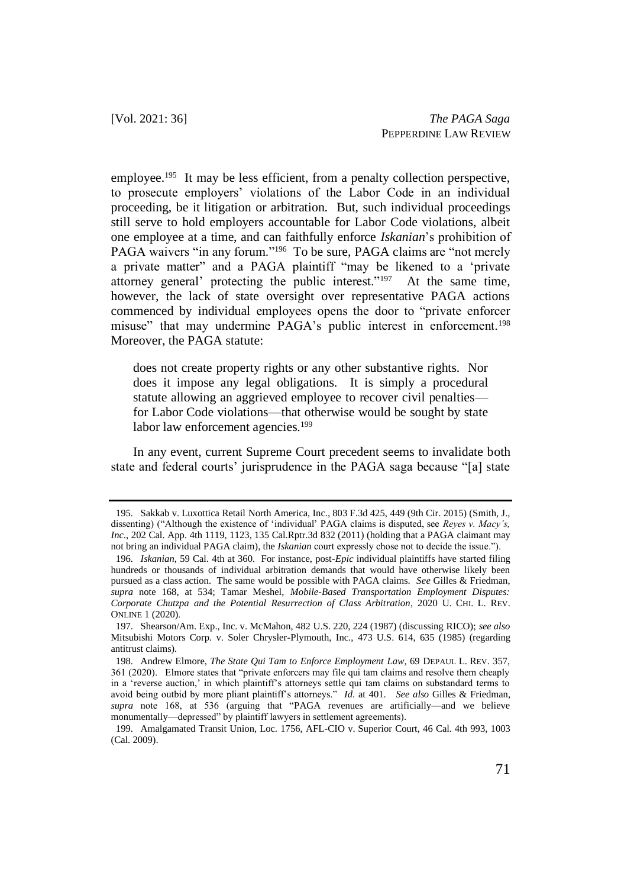employee.[195] It may be less efficient, from a penalty collection perspective, to prosecute employers' violations of the Labor Code in an individual proceeding, be it litigation or arbitration. But, such individual proceedings still serve to hold employers accountable for Labor Code violations, albeit one employee at a time, and can faithfully enforce *Iskanian*'s prohibition of PAGA waivers "in any forum."[196] To be sure, PAGA claims are "not merely a private matter" and a PAGA plaintiff "may be likened to a 'private attorney general' protecting the public interest."[197] At the same time, however, the lack of state oversight over representative PAGA actions commenced by individual employees opens the door to "private enforcer misuse" that may undermine PAGA's public interest in enforcement.[198] Moreover, the PAGA statute:

> does not create property rights or any other substantive rights. Nor does it impose any legal obligations. It is simply a procedural statute allowing an aggrieved employee to recover civil penalties—for Labor Code violations—that otherwise would be sought by state labor law enforcement agencies.[199]

In any event, current Supreme Court precedent seems to invalidate both state and federal courts' jurisprudence in the PAGA saga because "[a] state

---

195. Sakkab v. Luxottica Retail North America, Inc., 803 F.3d 425, 449 (9th Cir. 2015) (Smith, J., dissenting) ("Although the existence of 'individual' PAGA claims is disputed, see *Reyes v. Macy's, Inc*., 202 Cal. App. 4th 1119, 1123, 135 Cal.Rptr.3d 832 (2011) (holding that a PAGA claimant may not bring an individual PAGA claim), the *Iskanian* court expressly chose not to decide the issue.").

196. *Iskanian*, 59 Cal. 4th at 360. For instance, post-*Epic* individual plaintiffs have started filing hundreds or thousands of individual arbitration demands that would have otherwise likely been pursued as a class action. The same would be possible with PAGA claims. *See* Gilles & Friedman, *supra* note 168, at 534; Tamar Meshel, *Mobile-Based Transportation Employment Disputes: Corporate Chutzpa and the Potential Resurrection of Class Arbitration*, 2020 U. CHI. L. REV. ONLINE 1 (2020).

197. Shearson/Am. Exp., Inc. v. McMahon, 482 U.S. 220, 224 (1987) (discussing RICO); *see also* Mitsubishi Motors Corp. v. Soler Chrysler-Plymouth, Inc., 473 U.S. 614, 635 (1985) (regarding antitrust claims).

198. Andrew Elmore, *The State Qui Tam to Enforce Employment Law*, 69 DEPAUL L. REV. 357, 361 (2020). Elmore states that "private enforcers may file qui tam claims and resolve them cheaply in a 'reverse auction,' in which plaintiff's attorneys settle qui tam claims on substandard terms to avoid being outbid by more pliant plaintiff's attorneys." *Id*. at 401. *See also* Gilles & Friedman, *supra* note 168, at 536 (arguing that "PAGA revenues are artificially—and we believe monumentally—depressed" by plaintiff lawyers in settlement agreements).

199. Amalgamated Transit Union, Loc. 1756, AFL-CIO v. Superior Court, 46 Cal. 4th 993, 1003 (Cal. 2009).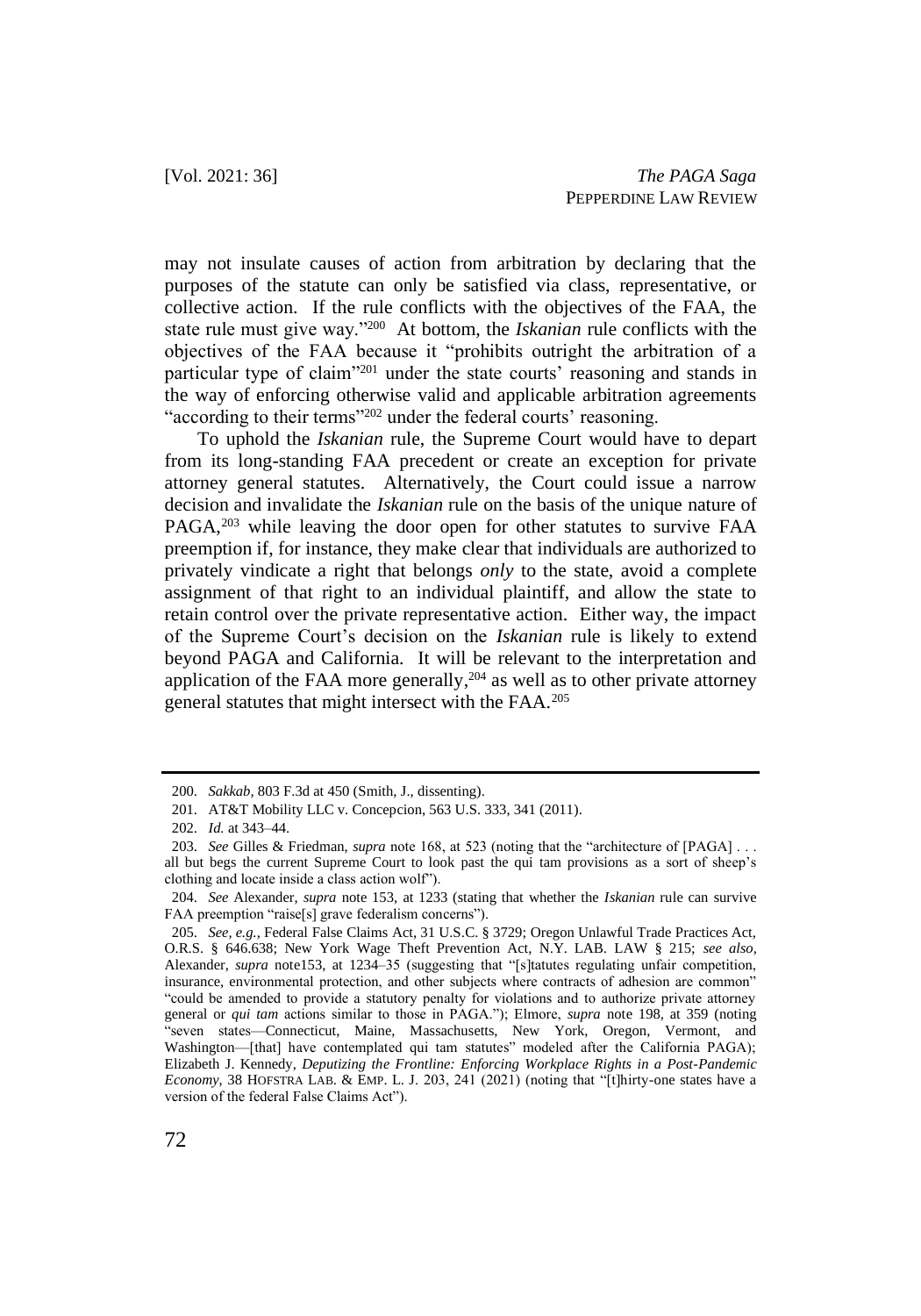may not insulate causes of action from arbitration by declaring that the purposes of the statute can only be satisfied via class, representative, or collective action. If the rule conflicts with the objectives of the FAA, the state rule must give way."[200] At bottom, the *Iskanian* rule conflicts with the objectives of the FAA because it "prohibits outright the arbitration of a particular type of claim"[201] under the state courts' reasoning and stands in the way of enforcing otherwise valid and applicable arbitration agreements "according to their terms"[202] under the federal courts' reasoning.

To uphold the *Iskanian* rule, the Supreme Court would have to depart from its long-standing FAA precedent or create an exception for private attorney general statutes. Alternatively, the Court could issue a narrow decision and invalidate the *Iskanian* rule on the basis of the unique nature of PAGA,[203] while leaving the door open for other statutes to survive FAA preemption if, for instance, they make clear that individuals are authorized to privately vindicate a right that belongs *only* to the state, avoid a complete assignment of that right to an individual plaintiff, and allow the state to retain control over the private representative action. Either way, the impact of the Supreme Court's decision on the *Iskanian* rule is likely to extend beyond PAGA and California. It will be relevant to the interpretation and application of the FAA more generally,[204] as well as to other private attorney general statutes that might intersect with the FAA.[205]

---

200. *Sakkab*, 803 F.3d at 450 (Smith, J., dissenting).

201. AT&T Mobility LLC v. Concepcion, 563 U.S. 333, 341 (2011).

202. *Id.* at 343–44.

203. *See* Gilles & Friedman, *supra* note 168, at 523 (noting that the "architecture of [PAGA] . . . all but begs the current Supreme Court to look past the qui tam provisions as a sort of sheep's clothing and locate inside a class action wolf").

204. *See* Alexander, *supra* note 153, at 1233 (stating that whether the *Iskanian* rule can survive FAA preemption "raise[s] grave federalism concerns").

205. *See, e.g.*, Federal False Claims Act, 31 U.S.C. § 3729; Oregon Unlawful Trade Practices Act, O.R.S. § 646.638; New York Wage Theft Prevention Act, N.Y. LAB. LAW § 215; *see also*, Alexander, *supra* note153, at 1234–35 (suggesting that "[s]tatutes regulating unfair competition, insurance, environmental protection, and other subjects where contracts of adhesion are common" "could be amended to provide a statutory penalty for violations and to authorize private attorney general or *qui tam* actions similar to those in PAGA."); Elmore, *supra* note 198, at 359 (noting "seven states—Connecticut, Maine, Massachusetts, New York, Oregon, Vermont, and Washington—[that] have contemplated qui tam statutes" modeled after the California PAGA); Elizabeth J. Kennedy, *Deputizing the Frontline: Enforcing Workplace Rights in a Post-Pandemic Economy*, 38 HOFSTRA LAB. & EMP. L. J. 203, 241 (2021) (noting that "[t]hirty-one states have a version of the federal False Claims Act").